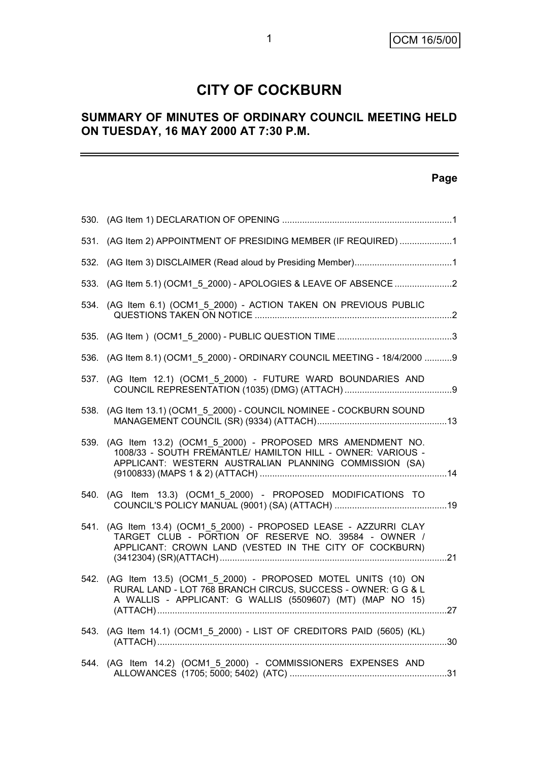# CITY OF COCKBURN

## SUMMARY OF MINUTES OF ORDINARY COUNCIL MEETING HELD ON TUESDAY, 16 MAY 2000 AT 7:30 P.M.

| | | Page |
|---|---|---|
| 530. | (AG Item 1) DECLARATION OF OPENING | 1 |
| 531. | (AG Item 2) APPOINTMENT OF PRESIDING MEMBER (IF REQUIRED) | 1 |
| 532. | (AG Item 3) DISCLAIMER (Read aloud by Presiding Member) | 1 |
| 533. | (AG Item 5.1) (OCM1_5_2000) - APOLOGIES & LEAVE OF ABSENCE | 2 |
| 534. | (AG Item 6.1) (OCM1_5_2000) - ACTION TAKEN ON PREVIOUS PUBLIC QUESTIONS TAKEN ON NOTICE | 2 |
| 535. | (AG Item ) (OCM1_5_2000) - PUBLIC QUESTION TIME | 3 |
| 536. | (AG Item 8.1) (OCM1_5_2000) - ORDINARY COUNCIL MEETING - 18/4/2000 | 9 |
| 537. | (AG Item 12.1) (OCM1_5_2000) - FUTURE WARD BOUNDARIES AND COUNCIL REPRESENTATION (1035) (DMG) (ATTACH) | 9 |
| 538. | (AG Item 13.1) (OCM1_5_2000) - COUNCIL NOMINEE - COCKBURN SOUND MANAGEMENT COUNCIL (SR) (9334) (ATTACH) | 13 |
| 539. | (AG Item 13.2) (OCM1_5_2000) - PROPOSED MRS AMENDMENT NO. 1008/33 - SOUTH FREMANTLE/ HAMILTON HILL - OWNER: VARIOUS - APPLICANT: WESTERN AUSTRALIAN PLANNING COMMISSION (SA) (9100833) (MAPS 1 & 2) (ATTACH) | 14 |
| 540. | (AG Item 13.3) (OCM1_5_2000) - PROPOSED MODIFICATIONS TO COUNCIL'S POLICY MANUAL (9001) (SA) (ATTACH) | 19 |
| 541. | (AG Item 13.4) (OCM1_5_2000) - PROPOSED LEASE - AZZURRI CLAY TARGET CLUB - PORTION OF RESERVE NO. 39584 - OWNER / APPLICANT: CROWN LAND (VESTED IN THE CITY OF COCKBURN) (3412304) (SR)(ATTACH) | 21 |
| 542. | (AG Item 13.5) (OCM1_5_2000) - PROPOSED MOTEL UNITS (10) ON RURAL LAND - LOT 768 BRANCH CIRCUS, SUCCESS - OWNER: G G & L A WALLIS - APPLICANT: G WALLIS (5509607) (MT) (MAP NO 15) (ATTACH) | 27 |
| 543. | (AG Item 14.1) (OCM1_5_2000) - LIST OF CREDITORS PAID (5605) (KL) (ATTACH) | 30 |
| 544. | (AG Item 14.2) (OCM1_5_2000) - COMMISSIONERS EXPENSES AND ALLOWANCES (1705; 5000; 5402) (ATC) | 31 |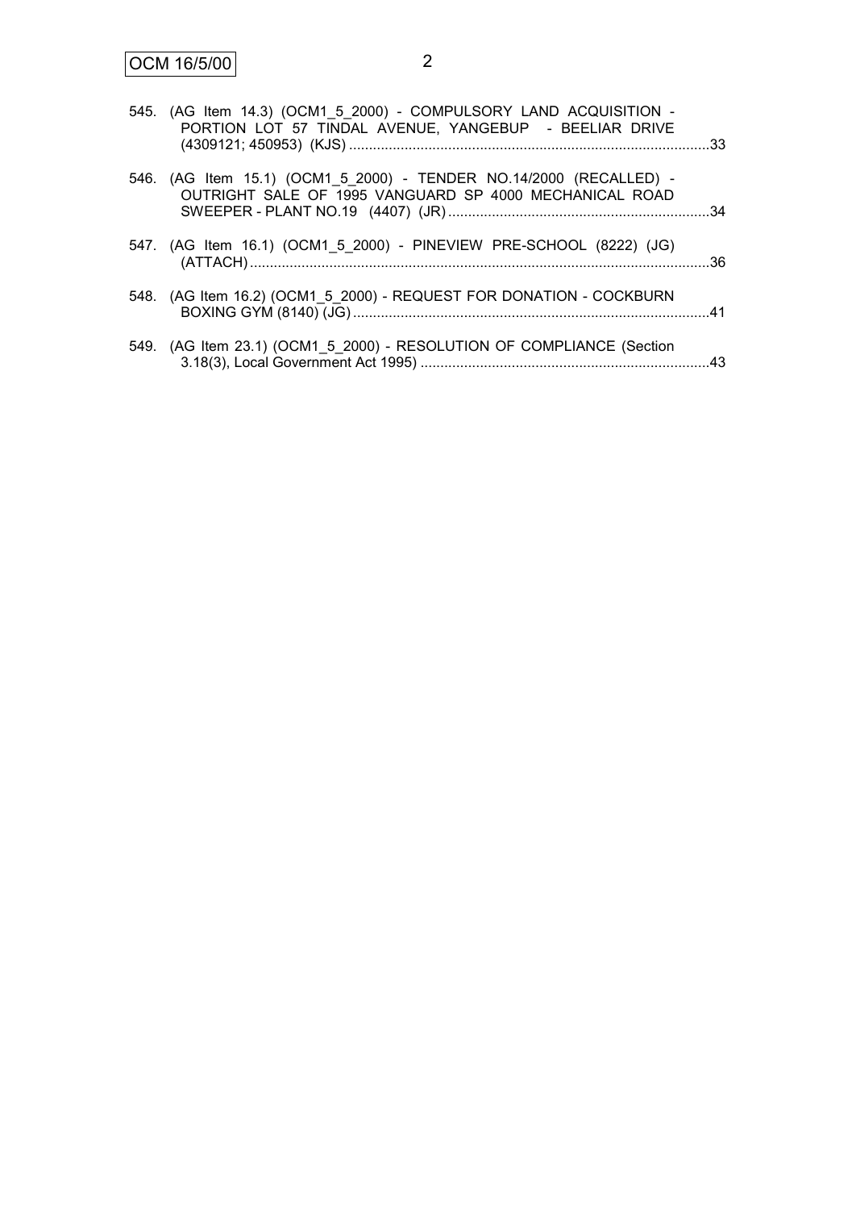545. (AG Item 14.3) (OCM1_5_2000) - COMPULSORY LAND ACQUISITION - PORTION LOT 57 TINDAL AVENUE, YANGEBUP - BEELIAR DRIVE (4309121; 450953) (KJS) ..........33

546. (AG Item 15.1) (OCM1_5_2000) - TENDER NO.14/2000 (RECALLED) - OUTRIGHT SALE OF 1995 VANGUARD SP 4000 MECHANICAL ROAD SWEEPER - PLANT NO.19 (4407) (JR) ..........34

547. (AG Item 16.1) (OCM1_5_2000) - PINEVIEW PRE-SCHOOL (8222) (JG) (ATTACH) ..........36

548. (AG Item 16.2) (OCM1_5_2000) - REQUEST FOR DONATION - COCKBURN BOXING GYM (8140) (JG) ..........41

549. (AG Item 23.1) (OCM1_5_2000) - RESOLUTION OF COMPLIANCE (Section 3.18(3), Local Government Act 1995) ..........43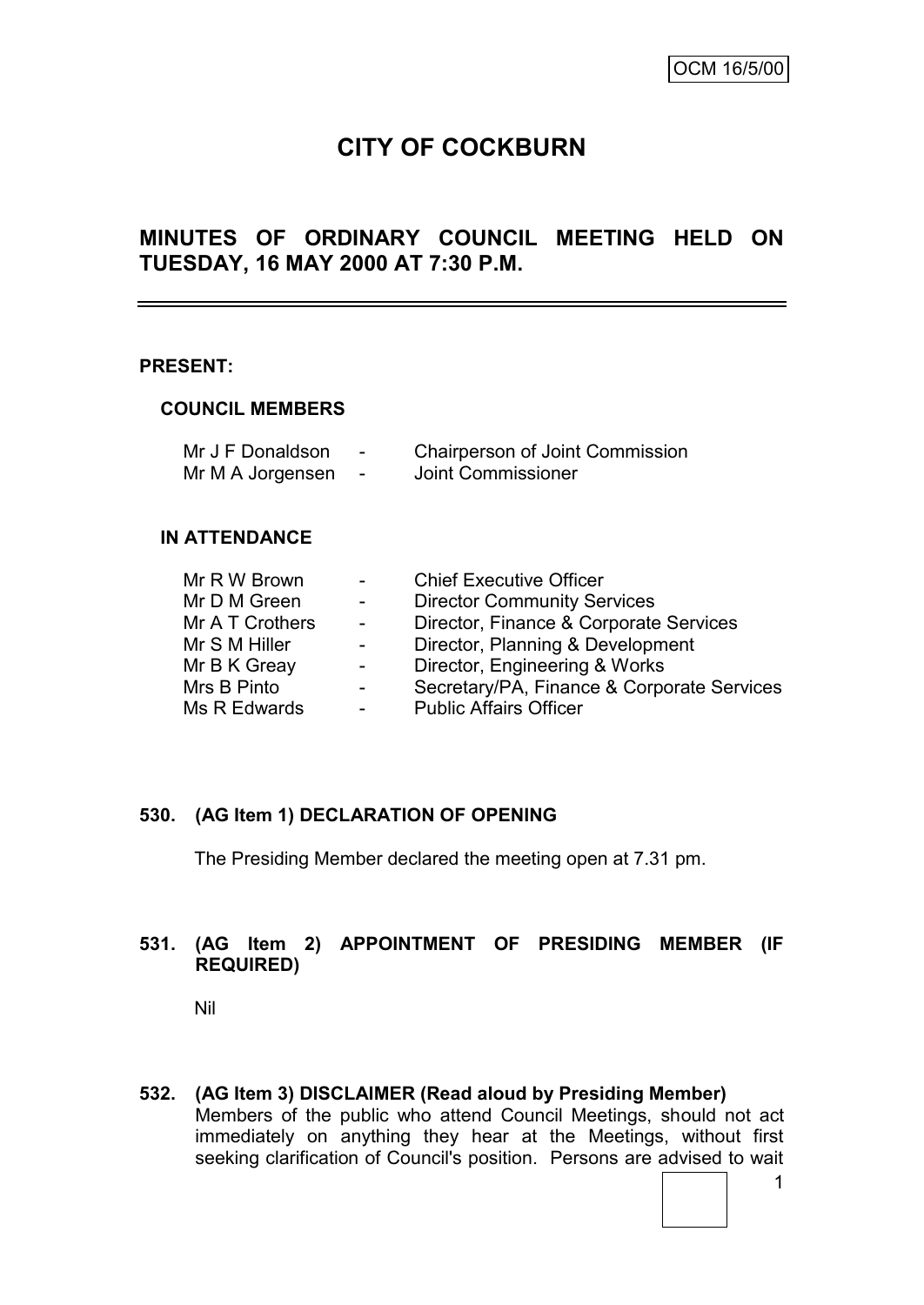OCM 16/5/00

# CITY OF COCKBURN

## MINUTES OF ORDINARY COUNCIL MEETING HELD ON TUESDAY, 16 MAY 2000 AT 7:30 P.M.

---

**PRESENT:**

**COUNCIL MEMBERS**

| | | |
|---|---|---|
| Mr J F Donaldson | - | Chairperson of Joint Commission |
| Mr M A Jorgensen | - | Joint Commissioner |

**IN ATTENDANCE**

| | | |
|---|---|---|
| Mr R W Brown | - | Chief Executive Officer |
| Mr D M Green | - | Director Community Services |
| Mr A T Crothers | - | Director, Finance & Corporate Services |
| Mr S M Hiller | - | Director, Planning & Development |
| Mr B K Greay | - | Director, Engineering & Works |
| Mrs B Pinto | - | Secretary/PA, Finance & Corporate Services |
| Ms R Edwards | - | Public Affairs Officer |

**530. (AG Item 1) DECLARATION OF OPENING**

The Presiding Member declared the meeting open at 7.31 pm.

**531. (AG Item 2) APPOINTMENT OF PRESIDING MEMBER (IF REQUIRED)**

Nil

**532. (AG Item 3) DISCLAIMER (Read aloud by Presiding Member)**

Members of the public who attend Council Meetings, should not act immediately on anything they hear at the Meetings, without first seeking clarification of Council's position. Persons are advised to wait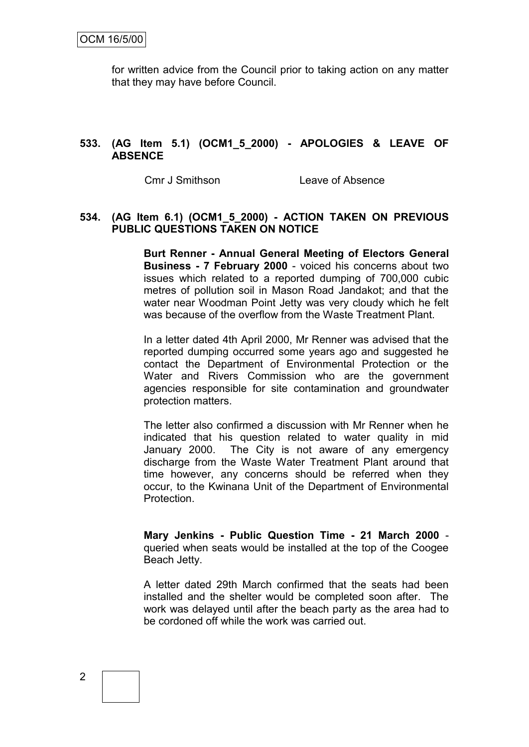for written advice from the Council prior to taking action on any matter that they may have before Council.

**533. (AG Item 5.1) (OCM1_5_2000) - APOLOGIES & LEAVE OF ABSENCE**

Cmr J Smithson Leave of Absence

**534. (AG Item 6.1) (OCM1_5_2000) - ACTION TAKEN ON PREVIOUS PUBLIC QUESTIONS TAKEN ON NOTICE**

**Burt Renner - Annual General Meeting of Electors General Business - 7 February 2000** - voiced his concerns about two issues which related to a reported dumping of 700,000 cubic metres of pollution soil in Mason Road Jandakot; and that the water near Woodman Point Jetty was very cloudy which he felt was because of the overflow from the Waste Treatment Plant.

In a letter dated 4th April 2000, Mr Renner was advised that the reported dumping occurred some years ago and suggested he contact the Department of Environmental Protection or the Water and Rivers Commission who are the government agencies responsible for site contamination and groundwater protection matters.

The letter also confirmed a discussion with Mr Renner when he indicated that his question related to water quality in mid January 2000. The City is not aware of any emergency discharge from the Waste Water Treatment Plant around that time however, any concerns should be referred when they occur, to the Kwinana Unit of the Department of Environmental Protection.

**Mary Jenkins - Public Question Time - 21 March 2000** - queried when seats would be installed at the top of the Coogee Beach Jetty.

A letter dated 29th March confirmed that the seats had been installed and the shelter would be completed soon after. The work was delayed until after the beach party as the area had to be cordoned off while the work was carried out.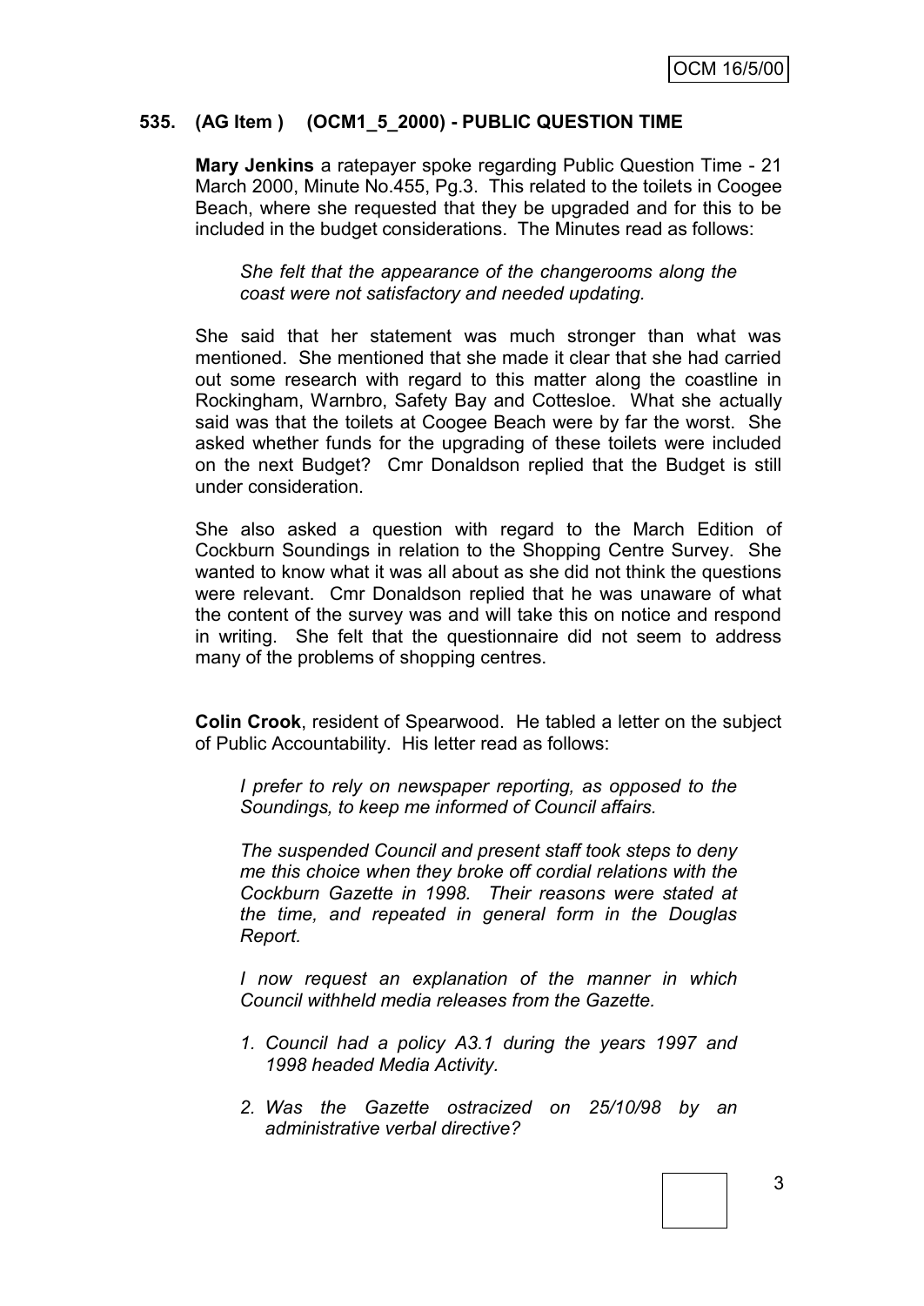## 535. (AG Item ) (OCM1_5_2000) - PUBLIC QUESTION TIME

**Mary Jenkins** a ratepayer spoke regarding Public Question Time - 21 March 2000, Minute No.455, Pg.3. This related to the toilets in Coogee Beach, where she requested that they be upgraded and for this to be included in the budget considerations. The Minutes read as follows:

> *She felt that the appearance of the changerooms along the coast were not satisfactory and needed updating.*

She said that her statement was much stronger than what was mentioned. She mentioned that she made it clear that she had carried out some research with regard to this matter along the coastline in Rockingham, Warnbro, Safety Bay and Cottesloe. What she actually said was that the toilets at Coogee Beach were by far the worst. She asked whether funds for the upgrading of these toilets were included on the next Budget? Cmr Donaldson replied that the Budget is still under consideration.

She also asked a question with regard to the March Edition of Cockburn Soundings in relation to the Shopping Centre Survey. She wanted to know what it was all about as she did not think the questions were relevant. Cmr Donaldson replied that he was unaware of what the content of the survey was and will take this on notice and respond in writing. She felt that the questionnaire did not seem to address many of the problems of shopping centres.

**Colin Crook**, resident of Spearwood. He tabled a letter on the subject of Public Accountability. His letter read as follows:

> *I prefer to rely on newspaper reporting, as opposed to the Soundings, to keep me informed of Council affairs.*
>
> *The suspended Council and present staff took steps to deny me this choice when they broke off cordial relations with the Cockburn Gazette in 1998. Their reasons were stated at the time, and repeated in general form in the Douglas Report.*
>
> *I now request an explanation of the manner in which Council withheld media releases from the Gazette.*
>
> 1. *Council had a policy A3.1 during the years 1997 and 1998 headed Media Activity.*
> 2. *Was the Gazette ostracized on 25/10/98 by an administrative verbal directive?*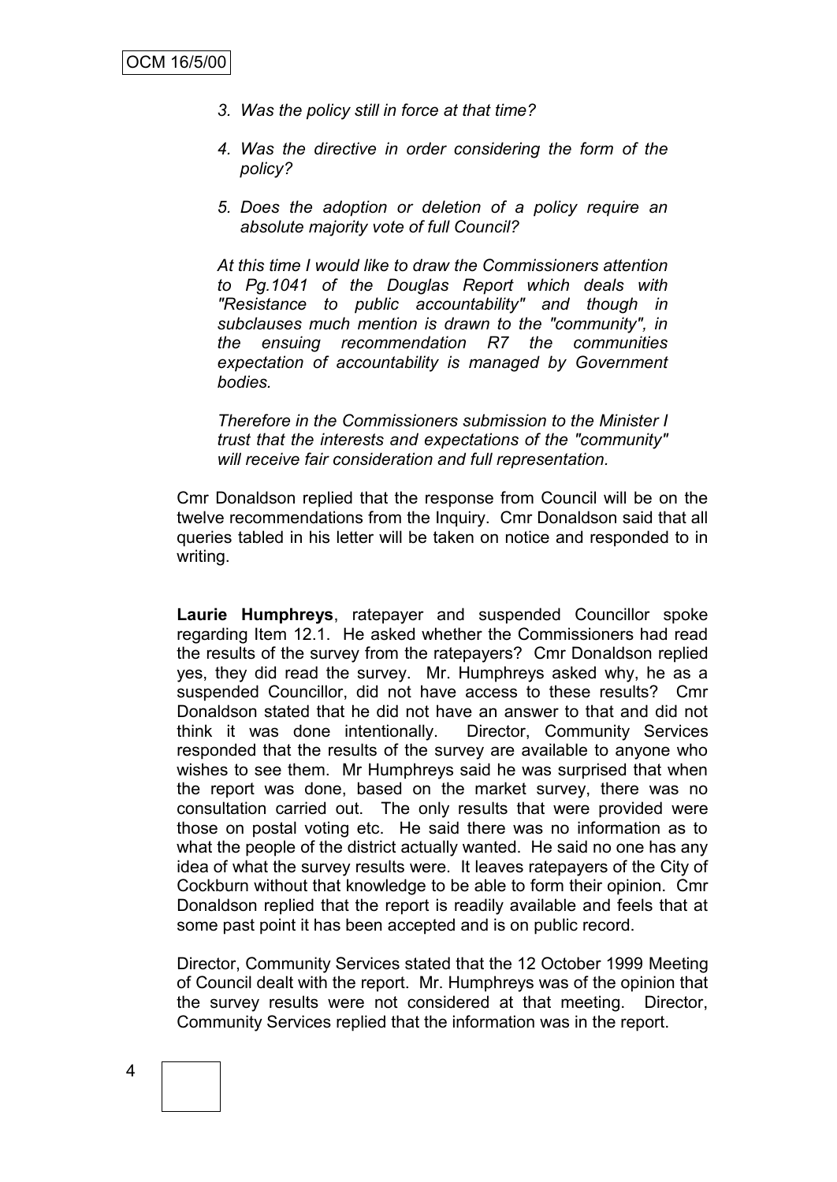3. *Was the policy still in force at that time?*

4. *Was the directive in order considering the form of the policy?*

5. *Does the adoption or deletion of a policy require an absolute majority vote of full Council?*

*At this time I would like to draw the Commissioners attention to Pg.1041 of the Douglas Report which deals with "Resistance to public accountability" and though in subclauses much mention is drawn to the "community", in the ensuing recommendation R7 the communities expectation of accountability is managed by Government bodies.*

*Therefore in the Commissioners submission to the Minister I trust that the interests and expectations of the "community" will receive fair consideration and full representation.*

Cmr Donaldson replied that the response from Council will be on the twelve recommendations from the Inquiry. Cmr Donaldson said that all queries tabled in his letter will be taken on notice and responded to in writing.

**Laurie Humphreys**, ratepayer and suspended Councillor spoke regarding Item 12.1. He asked whether the Commissioners had read the results of the survey from the ratepayers? Cmr Donaldson replied yes, they did read the survey. Mr. Humphreys asked why, he as a suspended Councillor, did not have access to these results? Cmr Donaldson stated that he did not have an answer to that and did not think it was done intentionally. Director, Community Services responded that the results of the survey are available to anyone who wishes to see them. Mr Humphreys said he was surprised that when the report was done, based on the market survey, there was no consultation carried out. The only results that were provided were those on postal voting etc. He said there was no information as to what the people of the district actually wanted. He said no one has any idea of what the survey results were. It leaves ratepayers of the City of Cockburn without that knowledge to be able to form their opinion. Cmr Donaldson replied that the report is readily available and feels that at some past point it has been accepted and is on public record.

Director, Community Services stated that the 12 October 1999 Meeting of Council dealt with the report. Mr. Humphreys was of the opinion that the survey results were not considered at that meeting. Director, Community Services replied that the information was in the report.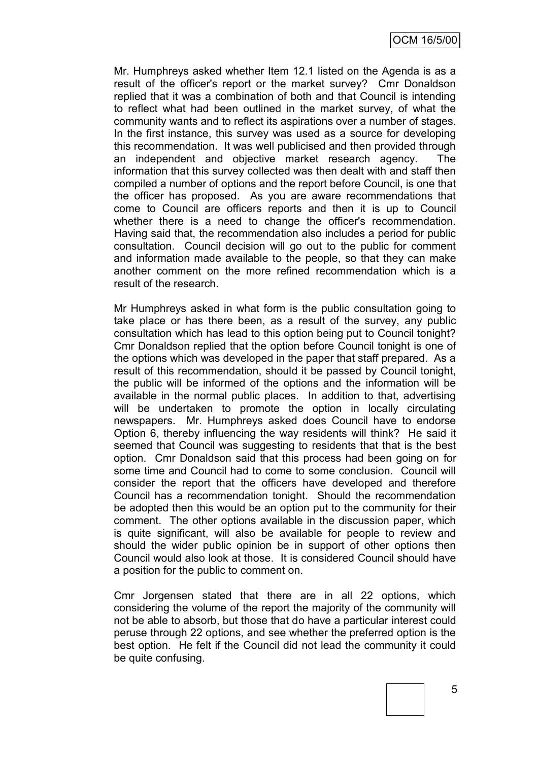Mr. Humphreys asked whether Item 12.1 listed on the Agenda is as a result of the officer's report or the market survey? Cmr Donaldson replied that it was a combination of both and that Council is intending to reflect what had been outlined in the market survey, of what the community wants and to reflect its aspirations over a number of stages. In the first instance, this survey was used as a source for developing this recommendation. It was well publicised and then provided through an independent and objective market research agency. The information that this survey collected was then dealt with and staff then compiled a number of options and the report before Council, is one that the officer has proposed. As you are aware recommendations that come to Council are officers reports and then it is up to Council whether there is a need to change the officer's recommendation. Having said that, the recommendation also includes a period for public consultation. Council decision will go out to the public for comment and information made available to the people, so that they can make another comment on the more refined recommendation which is a result of the research.

Mr Humphreys asked in what form is the public consultation going to take place or has there been, as a result of the survey, any public consultation which has lead to this option being put to Council tonight? Cmr Donaldson replied that the option before Council tonight is one of the options which was developed in the paper that staff prepared. As a result of this recommendation, should it be passed by Council tonight, the public will be informed of the options and the information will be available in the normal public places. In addition to that, advertising will be undertaken to promote the option in locally circulating newspapers. Mr. Humphreys asked does Council have to endorse Option 6, thereby influencing the way residents will think? He said it seemed that Council was suggesting to residents that that is the best option. Cmr Donaldson said that this process had been going on for some time and Council had to come to some conclusion. Council will consider the report that the officers have developed and therefore Council has a recommendation tonight. Should the recommendation be adopted then this would be an option put to the community for their comment. The other options available in the discussion paper, which is quite significant, will also be available for people to review and should the wider public opinion be in support of other options then Council would also look at those. It is considered Council should have a position for the public to comment on.

Cmr Jorgensen stated that there are in all 22 options, which considering the volume of the report the majority of the community will not be able to absorb, but those that do have a particular interest could peruse through 22 options, and see whether the preferred option is the best option. He felt if the Council did not lead the community it could be quite confusing.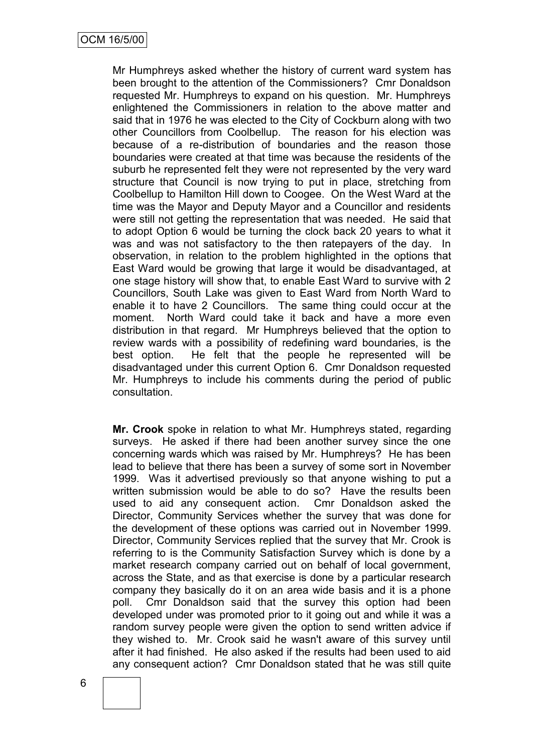Mr Humphreys asked whether the history of current ward system has been brought to the attention of the Commissioners? Cmr Donaldson requested Mr. Humphreys to expand on his question. Mr. Humphreys enlightened the Commissioners in relation to the above matter and said that in 1976 he was elected to the City of Cockburn along with two other Councillors from Coolbellup. The reason for his election was because of a re-distribution of boundaries and the reason those boundaries were created at that time was because the residents of the suburb he represented felt they were not represented by the very ward structure that Council is now trying to put in place, stretching from Coolbellup to Hamilton Hill down to Coogee. On the West Ward at the time was the Mayor and Deputy Mayor and a Councillor and residents were still not getting the representation that was needed. He said that to adopt Option 6 would be turning the clock back 20 years to what it was and was not satisfactory to the then ratepayers of the day. In observation, in relation to the problem highlighted in the options that East Ward would be growing that large it would be disadvantaged, at one stage history will show that, to enable East Ward to survive with 2 Councillors, South Lake was given to East Ward from North Ward to enable it to have 2 Councillors. The same thing could occur at the moment. North Ward could take it back and have a more even distribution in that regard. Mr Humphreys believed that the option to review wards with a possibility of redefining ward boundaries, is the best option. He felt that the people he represented will be disadvantaged under this current Option 6. Cmr Donaldson requested Mr. Humphreys to include his comments during the period of public consultation.

**Mr. Crook** spoke in relation to what Mr. Humphreys stated, regarding surveys. He asked if there had been another survey since the one concerning wards which was raised by Mr. Humphreys? He has been lead to believe that there has been a survey of some sort in November 1999. Was it advertised previously so that anyone wishing to put a written submission would be able to do so? Have the results been used to aid any consequent action. Cmr Donaldson asked the Director, Community Services whether the survey that was done for the development of these options was carried out in November 1999. Director, Community Services replied that the survey that Mr. Crook is referring to is the Community Satisfaction Survey which is done by a market research company carried out on behalf of local government, across the State, and as that exercise is done by a particular research company they basically do it on an area wide basis and it is a phone poll. Cmr Donaldson said that the survey this option had been developed under was promoted prior to it going out and while it was a random survey people were given the option to send written advice if they wished to. Mr. Crook said he wasn't aware of this survey until after it had finished. He also asked if the results had been used to aid any consequent action? Cmr Donaldson stated that he was still quite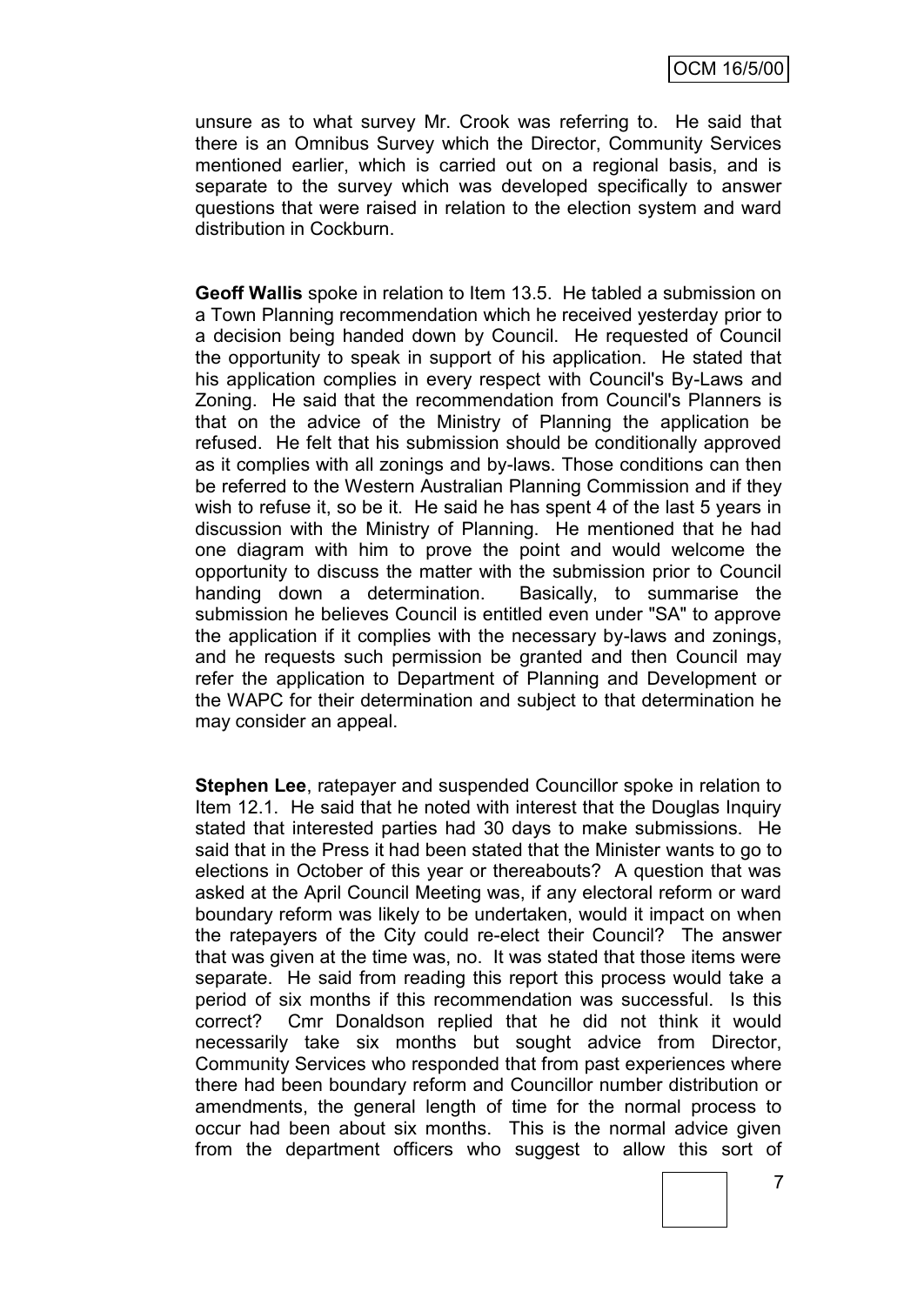unsure as to what survey Mr. Crook was referring to. He said that there is an Omnibus Survey which the Director, Community Services mentioned earlier, which is carried out on a regional basis, and is separate to the survey which was developed specifically to answer questions that were raised in relation to the election system and ward distribution in Cockburn.

**Geoff Wallis** spoke in relation to Item 13.5. He tabled a submission on a Town Planning recommendation which he received yesterday prior to a decision being handed down by Council. He requested of Council the opportunity to speak in support of his application. He stated that his application complies in every respect with Council's By-Laws and Zoning. He said that the recommendation from Council's Planners is that on the advice of the Ministry of Planning the application be refused. He felt that his submission should be conditionally approved as it complies with all zonings and by-laws. Those conditions can then be referred to the Western Australian Planning Commission and if they wish to refuse it, so be it. He said he has spent 4 of the last 5 years in discussion with the Ministry of Planning. He mentioned that he had one diagram with him to prove the point and would welcome the opportunity to discuss the matter with the submission prior to Council handing down a determination. Basically, to summarise the submission he believes Council is entitled even under "SA" to approve the application if it complies with the necessary by-laws and zonings, and he requests such permission be granted and then Council may refer the application to Department of Planning and Development or the WAPC for their determination and subject to that determination he may consider an appeal.

**Stephen Lee**, ratepayer and suspended Councillor spoke in relation to Item 12.1. He said that he noted with interest that the Douglas Inquiry stated that interested parties had 30 days to make submissions. He said that in the Press it had been stated that the Minister wants to go to elections in October of this year or thereabouts? A question that was asked at the April Council Meeting was, if any electoral reform or ward boundary reform was likely to be undertaken, would it impact on when the ratepayers of the City could re-elect their Council? The answer that was given at the time was, no. It was stated that those items were separate. He said from reading this report this process would take a period of six months if this recommendation was successful. Is this correct? Cmr Donaldson replied that he did not think it would necessarily take six months but sought advice from Director, Community Services who responded that from past experiences where there had been boundary reform and Councillor number distribution or amendments, the general length of time for the normal process to occur had been about six months. This is the normal advice given from the department officers who suggest to allow this sort of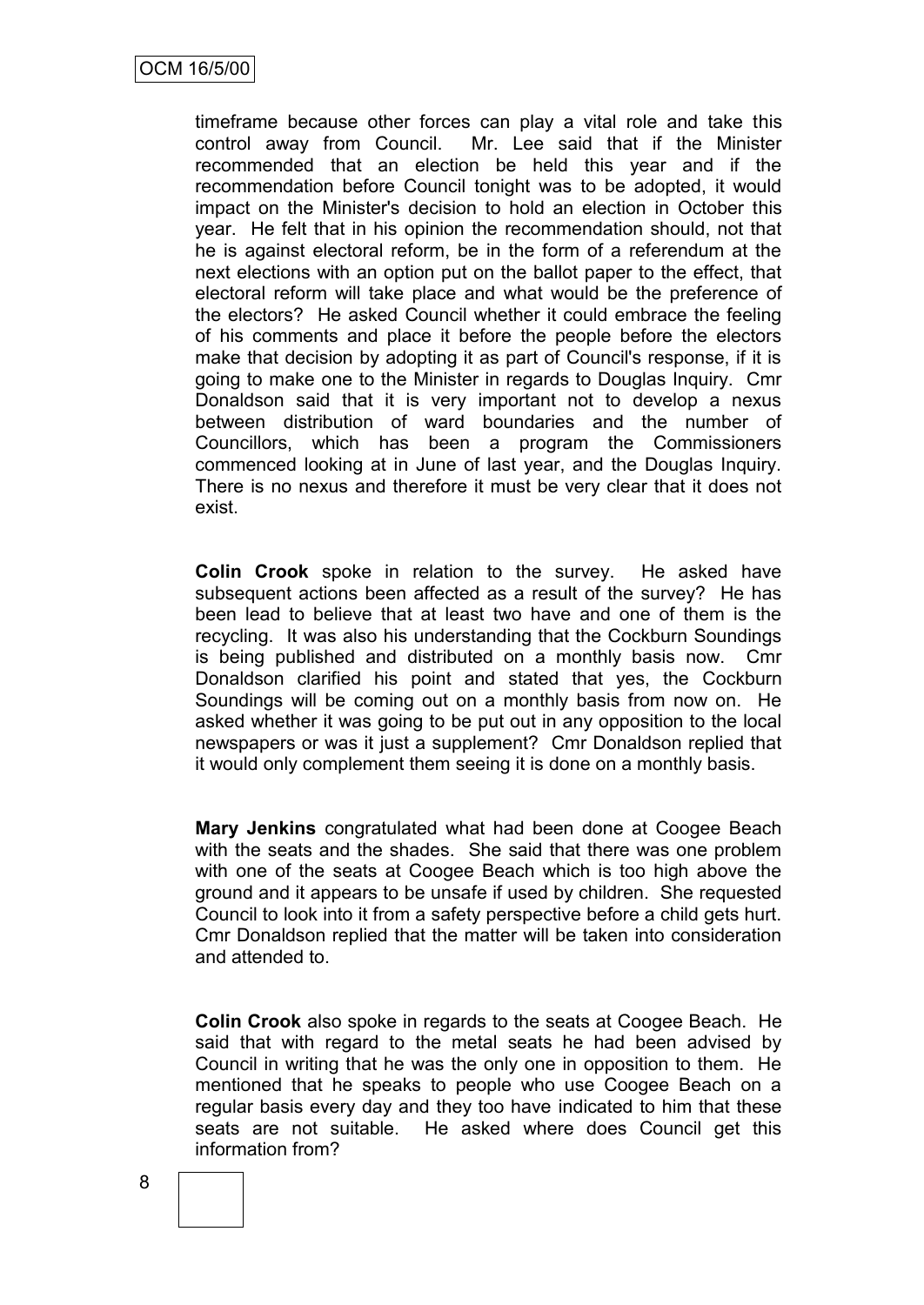timeframe because other forces can play a vital role and take this control away from Council. Mr. Lee said that if the Minister recommended that an election be held this year and if the recommendation before Council tonight was to be adopted, it would impact on the Minister's decision to hold an election in October this year. He felt that in his opinion the recommendation should, not that he is against electoral reform, be in the form of a referendum at the next elections with an option put on the ballot paper to the effect, that electoral reform will take place and what would be the preference of the electors? He asked Council whether it could embrace the feeling of his comments and place it before the people before the electors make that decision by adopting it as part of Council's response, if it is going to make one to the Minister in regards to Douglas Inquiry. Cmr Donaldson said that it is very important not to develop a nexus between distribution of ward boundaries and the number of Councillors, which has been a program the Commissioners commenced looking at in June of last year, and the Douglas Inquiry. There is no nexus and therefore it must be very clear that it does not exist.

**Colin Crook** spoke in relation to the survey. He asked have subsequent actions been affected as a result of the survey? He has been lead to believe that at least two have and one of them is the recycling. It was also his understanding that the Cockburn Soundings is being published and distributed on a monthly basis now. Cmr Donaldson clarified his point and stated that yes, the Cockburn Soundings will be coming out on a monthly basis from now on. He asked whether it was going to be put out in any opposition to the local newspapers or was it just a supplement? Cmr Donaldson replied that it would only complement them seeing it is done on a monthly basis.

**Mary Jenkins** congratulated what had been done at Coogee Beach with the seats and the shades. She said that there was one problem with one of the seats at Coogee Beach which is too high above the ground and it appears to be unsafe if used by children. She requested Council to look into it from a safety perspective before a child gets hurt. Cmr Donaldson replied that the matter will be taken into consideration and attended to.

**Colin Crook** also spoke in regards to the seats at Coogee Beach. He said that with regard to the metal seats he had been advised by Council in writing that he was the only one in opposition to them. He mentioned that he speaks to people who use Coogee Beach on a regular basis every day and they too have indicated to him that these seats are not suitable. He asked where does Council get this information from?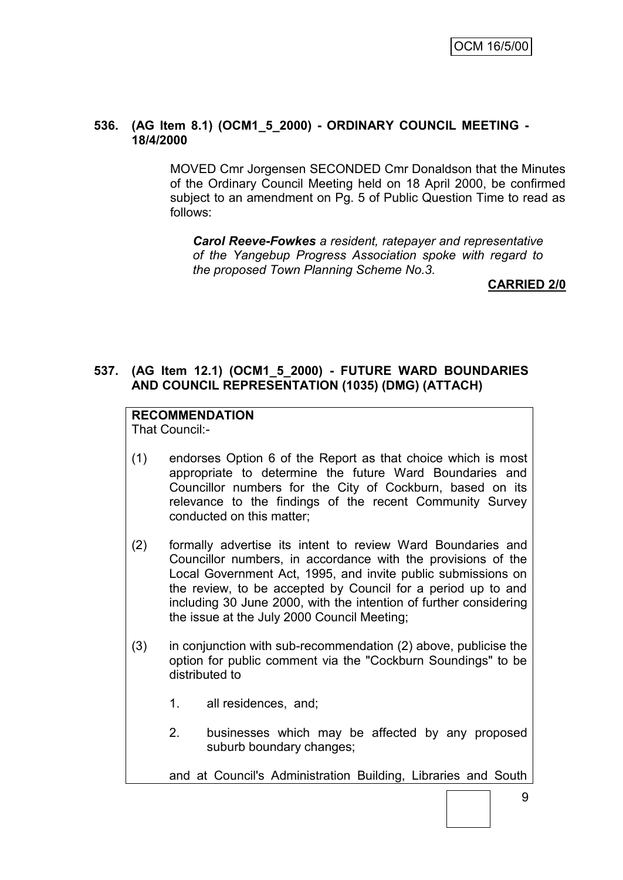**536. (AG Item 8.1) (OCM1_5_2000) - ORDINARY COUNCIL MEETING - 18/4/2000**

MOVED Cmr Jorgensen SECONDED Cmr Donaldson that the Minutes of the Ordinary Council Meeting held on 18 April 2000, be confirmed subject to an amendment on Pg. 5 of Public Question Time to read as follows:

> ***Carol Reeve-Fowkes*** *a resident, ratepayer and representative of the Yangebup Progress Association spoke with regard to the proposed Town Planning Scheme No.3.*

**CARRIED 2/0**

**537. (AG Item 12.1) (OCM1_5_2000) - FUTURE WARD BOUNDARIES AND COUNCIL REPRESENTATION (1035) (DMG) (ATTACH)**

**RECOMMENDATION**

That Council:-

(1) endorses Option 6 of the Report as that choice which is most appropriate to determine the future Ward Boundaries and Councillor numbers for the City of Cockburn, based on its relevance to the findings of the recent Community Survey conducted on this matter;

(2) formally advertise its intent to review Ward Boundaries and Councillor numbers, in accordance with the provisions of the Local Government Act, 1995, and invite public submissions on the review, to be accepted by Council for a period up to and including 30 June 2000, with the intention of further considering the issue at the July 2000 Council Meeting;

(3) in conjunction with sub-recommendation (2) above, publicise the option for public comment via the "Cockburn Soundings" to be distributed to

1. all residences, and;
2. businesses which may be affected by any proposed suburb boundary changes;

and at Council's Administration Building, Libraries and South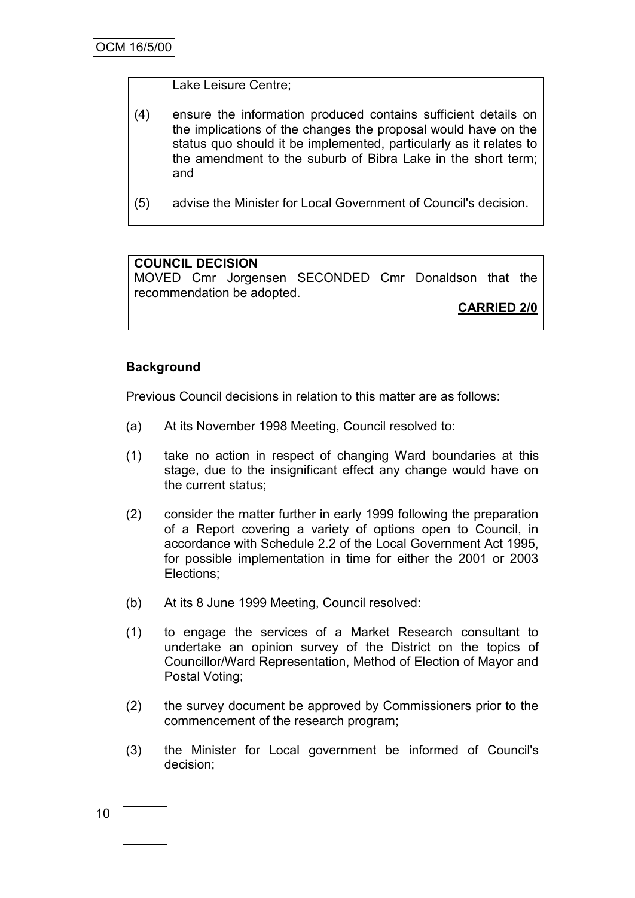Lake Leisure Centre;

(4) ensure the information produced contains sufficient details on the implications of the changes the proposal would have on the status quo should it be implemented, particularly as it relates to the amendment to the suburb of Bibra Lake in the short term; and

(5) advise the Minister for Local Government of Council's decision.

**COUNCIL DECISION**
MOVED Cmr Jorgensen SECONDED Cmr Donaldson that the recommendation be adopted.

**CARRIED 2/0**

**Background**

Previous Council decisions in relation to this matter are as follows:

(a) At its November 1998 Meeting, Council resolved to:

(1) take no action in respect of changing Ward boundaries at this stage, due to the insignificant effect any change would have on the current status;

(2) consider the matter further in early 1999 following the preparation of a Report covering a variety of options open to Council, in accordance with Schedule 2.2 of the Local Government Act 1995, for possible implementation in time for either the 2001 or 2003 Elections;

(b) At its 8 June 1999 Meeting, Council resolved:

(1) to engage the services of a Market Research consultant to undertake an opinion survey of the District on the topics of Councillor/Ward Representation, Method of Election of Mayor and Postal Voting;

(2) the survey document be approved by Commissioners prior to the commencement of the research program;

(3) the Minister for Local government be informed of Council's decision;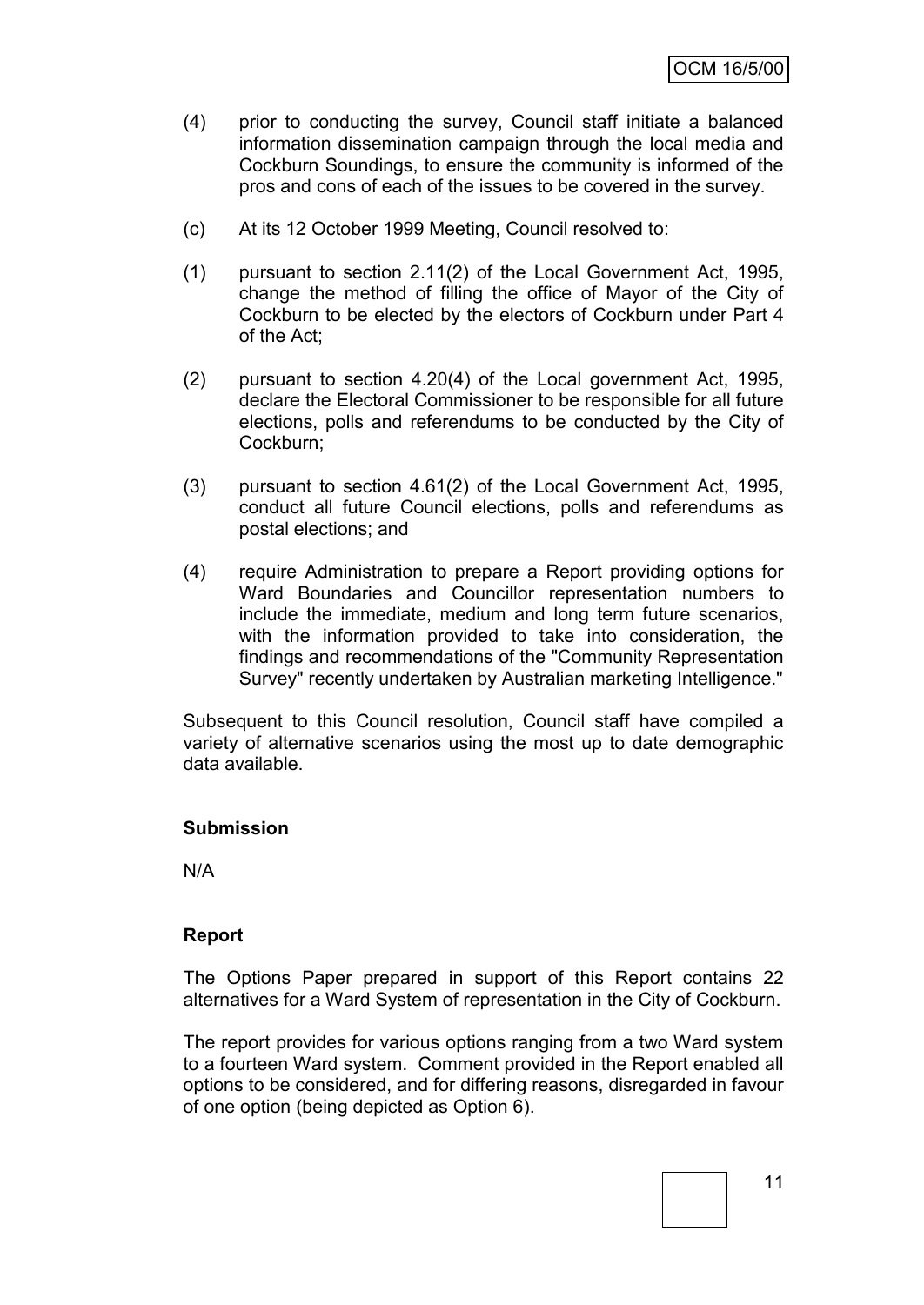(4) prior to conducting the survey, Council staff initiate a balanced information dissemination campaign through the local media and Cockburn Soundings, to ensure the community is informed of the pros and cons of each of the issues to be covered in the survey.

(c) At its 12 October 1999 Meeting, Council resolved to:

(1) pursuant to section 2.11(2) of the Local Government Act, 1995, change the method of filling the office of Mayor of the City of Cockburn to be elected by the electors of Cockburn under Part 4 of the Act;

(2) pursuant to section 4.20(4) of the Local government Act, 1995, declare the Electoral Commissioner to be responsible for all future elections, polls and referendums to be conducted by the City of Cockburn;

(3) pursuant to section 4.61(2) of the Local Government Act, 1995, conduct all future Council elections, polls and referendums as postal elections; and

(4) require Administration to prepare a Report providing options for Ward Boundaries and Councillor representation numbers to include the immediate, medium and long term future scenarios, with the information provided to take into consideration, the findings and recommendations of the "Community Representation Survey" recently undertaken by Australian marketing Intelligence."

Subsequent to this Council resolution, Council staff have compiled a variety of alternative scenarios using the most up to date demographic data available.

**Submission**

N/A

**Report**

The Options Paper prepared in support of this Report contains 22 alternatives for a Ward System of representation in the City of Cockburn.

The report provides for various options ranging from a two Ward system to a fourteen Ward system. Comment provided in the Report enabled all options to be considered, and for differing reasons, disregarded in favour of one option (being depicted as Option 6).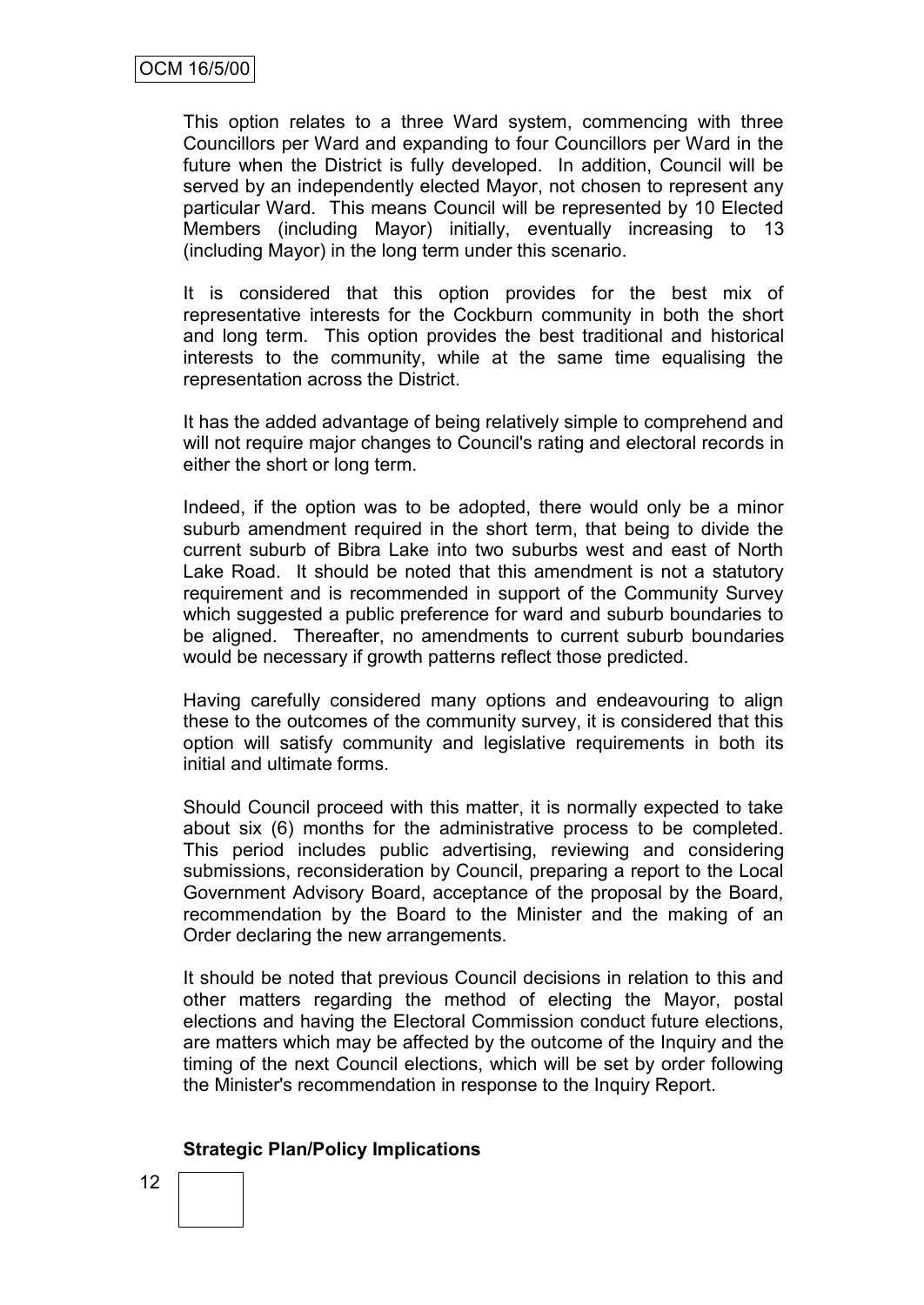This option relates to a three Ward system, commencing with three Councillors per Ward and expanding to four Councillors per Ward in the future when the District is fully developed. In addition, Council will be served by an independently elected Mayor, not chosen to represent any particular Ward. This means Council will be represented by 10 Elected Members (including Mayor) initially, eventually increasing to 13 (including Mayor) in the long term under this scenario.

It is considered that this option provides for the best mix of representative interests for the Cockburn community in both the short and long term. This option provides the best traditional and historical interests to the community, while at the same time equalising the representation across the District.

It has the added advantage of being relatively simple to comprehend and will not require major changes to Council's rating and electoral records in either the short or long term.

Indeed, if the option was to be adopted, there would only be a minor suburb amendment required in the short term, that being to divide the current suburb of Bibra Lake into two suburbs west and east of North Lake Road. It should be noted that this amendment is not a statutory requirement and is recommended in support of the Community Survey which suggested a public preference for ward and suburb boundaries to be aligned. Thereafter, no amendments to current suburb boundaries would be necessary if growth patterns reflect those predicted.

Having carefully considered many options and endeavouring to align these to the outcomes of the community survey, it is considered that this option will satisfy community and legislative requirements in both its initial and ultimate forms.

Should Council proceed with this matter, it is normally expected to take about six (6) months for the administrative process to be completed. This period includes public advertising, reviewing and considering submissions, reconsideration by Council, preparing a report to the Local Government Advisory Board, acceptance of the proposal by the Board, recommendation by the Board to the Minister and the making of an Order declaring the new arrangements.

It should be noted that previous Council decisions in relation to this and other matters regarding the method of electing the Mayor, postal elections and having the Electoral Commission conduct future elections, are matters which may be affected by the outcome of the Inquiry and the timing of the next Council elections, which will be set by order following the Minister's recommendation in response to the Inquiry Report.

**Strategic Plan/Policy Implications**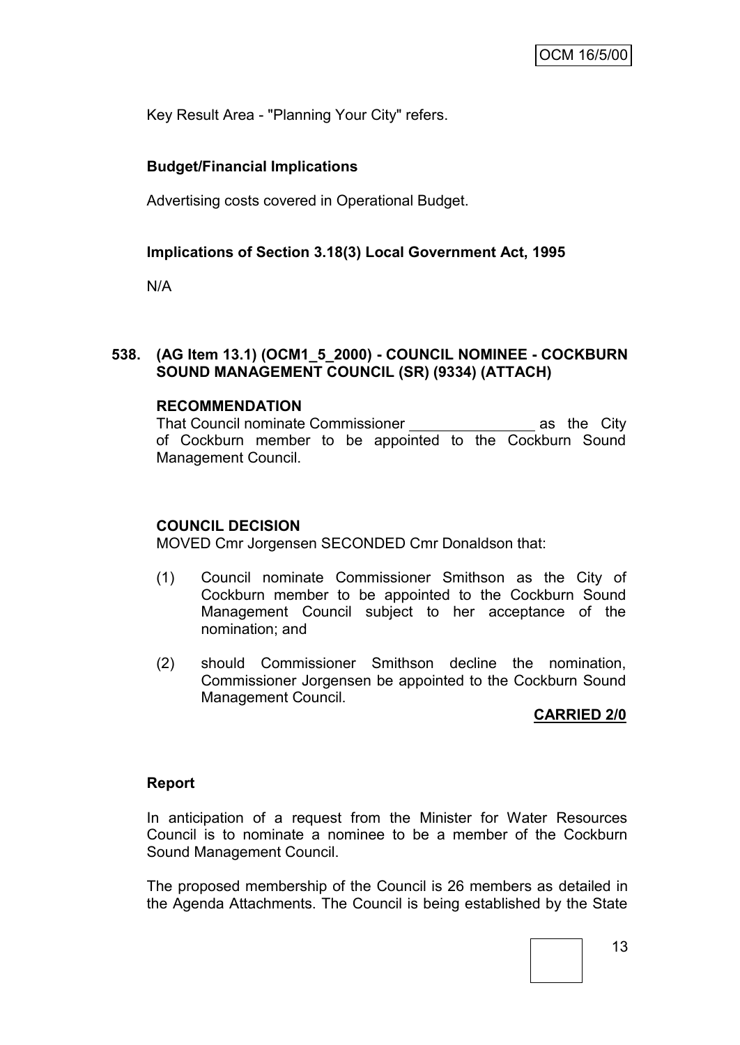Key Result Area - "Planning Your City" refers.

**Budget/Financial Implications**

Advertising costs covered in Operational Budget.

**Implications of Section 3.18(3) Local Government Act, 1995**

N/A

**538. (AG Item 13.1) (OCM1_5_2000) - COUNCIL NOMINEE - COCKBURN SOUND MANAGEMENT COUNCIL (SR) (9334) (ATTACH)**

**RECOMMENDATION**

That Council nominate Commissioner ________________ as the City of Cockburn member to be appointed to the Cockburn Sound Management Council.

**COUNCIL DECISION**

MOVED Cmr Jorgensen SECONDED Cmr Donaldson that:

(1) Council nominate Commissioner Smithson as the City of Cockburn member to be appointed to the Cockburn Sound Management Council subject to her acceptance of the nomination; and

(2) should Commissioner Smithson decline the nomination, Commissioner Jorgensen be appointed to the Cockburn Sound Management Council.

**CARRIED 2/0**

**Report**

In anticipation of a request from the Minister for Water Resources Council is to nominate a nominee to be a member of the Cockburn Sound Management Council.

The proposed membership of the Council is 26 members as detailed in the Agenda Attachments. The Council is being established by the State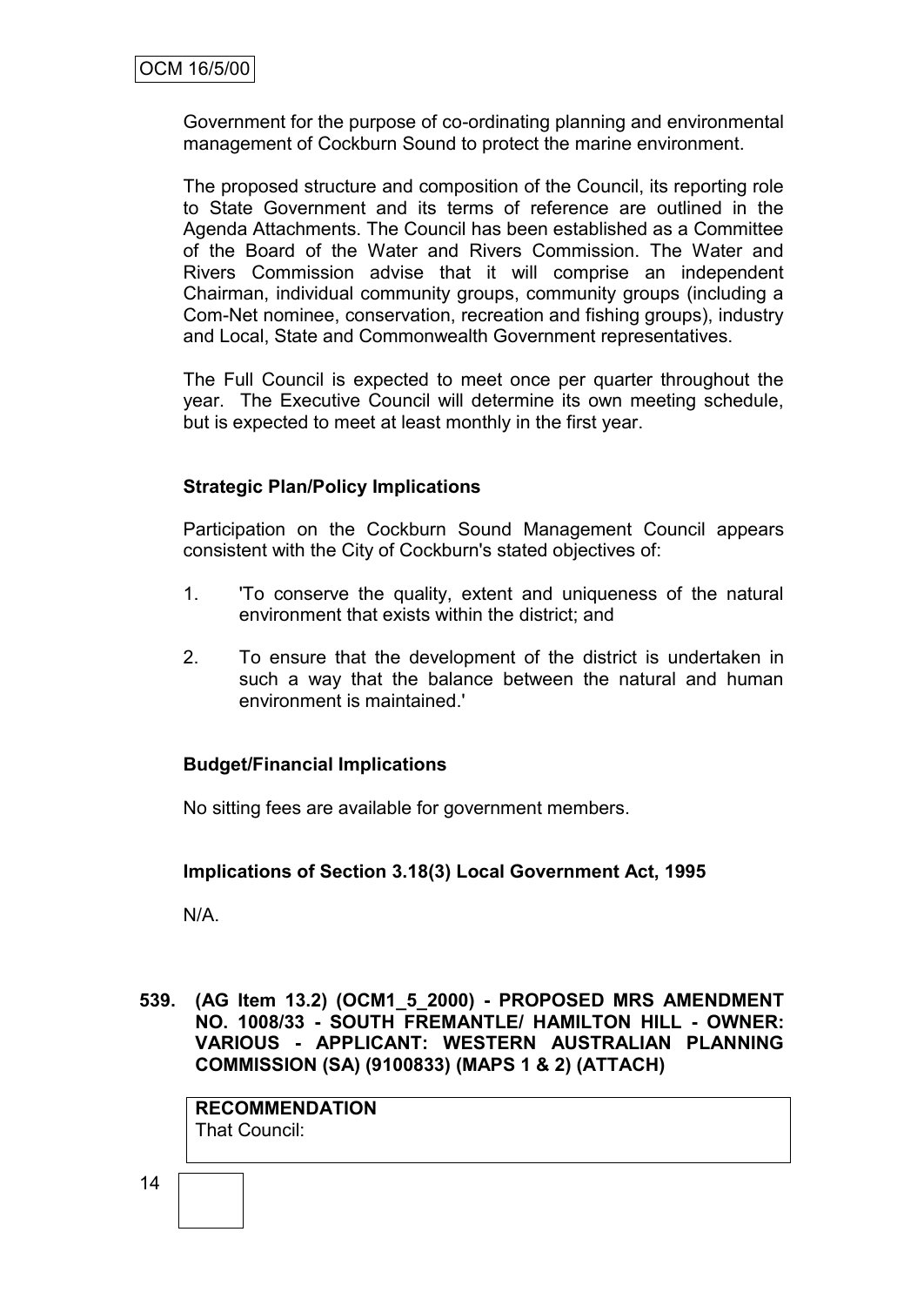Government for the purpose of co-ordinating planning and environmental management of Cockburn Sound to protect the marine environment.

The proposed structure and composition of the Council, its reporting role to State Government and its terms of reference are outlined in the Agenda Attachments. The Council has been established as a Committee of the Board of the Water and Rivers Commission. The Water and Rivers Commission advise that it will comprise an independent Chairman, individual community groups, community groups (including a Com-Net nominee, conservation, recreation and fishing groups), industry and Local, State and Commonwealth Government representatives.

The Full Council is expected to meet once per quarter throughout the year. The Executive Council will determine its own meeting schedule, but is expected to meet at least monthly in the first year.

**Strategic Plan/Policy Implications**

Participation on the Cockburn Sound Management Council appears consistent with the City of Cockburn's stated objectives of:

1. 'To conserve the quality, extent and uniqueness of the natural environment that exists within the district; and
2. To ensure that the development of the district is undertaken in such a way that the balance between the natural and human environment is maintained.'

**Budget/Financial Implications**

No sitting fees are available for government members.

**Implications of Section 3.18(3) Local Government Act, 1995**

N/A.

**539. (AG Item 13.2) (OCM1_5_2000) - PROPOSED MRS AMENDMENT NO. 1008/33 - SOUTH FREMANTLE/ HAMILTON HILL - OWNER: VARIOUS - APPLICANT: WESTERN AUSTRALIAN PLANNING COMMISSION (SA) (9100833) (MAPS 1 & 2) (ATTACH)**

**RECOMMENDATION**
That Council: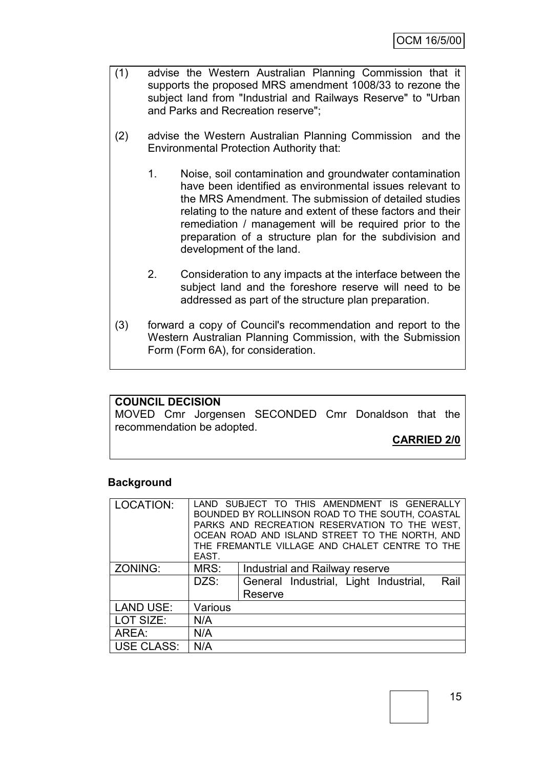(1) advise the Western Australian Planning Commission that it supports the proposed MRS amendment 1008/33 to rezone the subject land from "Industrial and Railways Reserve" to "Urban and Parks and Recreation reserve";

(2) advise the Western Australian Planning Commission and the Environmental Protection Authority that:

   1. Noise, soil contamination and groundwater contamination have been identified as environmental issues relevant to the MRS Amendment. The submission of detailed studies relating to the nature and extent of these factors and their remediation / management will be required prior to the preparation of a structure plan for the subdivision and development of the land.

   2. Consideration to any impacts at the interface between the subject land and the foreshore reserve will need to be addressed as part of the structure plan preparation.

(3) forward a copy of Council's recommendation and report to the Western Australian Planning Commission, with the Submission Form (Form 6A), for consideration.

**COUNCIL DECISION**

MOVED Cmr Jorgensen SECONDED Cmr Donaldson that the recommendation be adopted.

**CARRIED 2/0**

**Background**

| LOCATION: | LAND SUBJECT TO THIS AMENDMENT IS GENERALLY BOUNDED BY ROLLINSON ROAD TO THE SOUTH, COASTAL PARKS AND RECREATION RESERVATION TO THE WEST, OCEAN ROAD AND ISLAND STREET TO THE NORTH, AND THE FREMANTLE VILLAGE AND CHALET CENTRE TO THE EAST. | |
|---|---|---|
| ZONING: | MRS: | Industrial and Railway reserve |
| | DZS: | General Industrial, Light Industrial, Rail Reserve |
| LAND USE: | Various | |
| LOT SIZE: | N/A | |
| AREA: | N/A | |
| USE CLASS: | N/A | |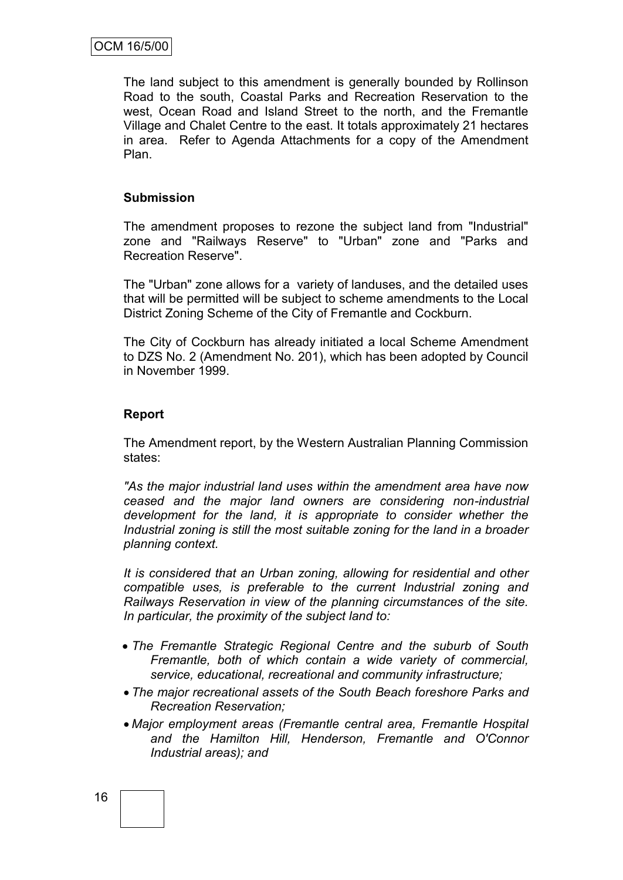The land subject to this amendment is generally bounded by Rollinson Road to the south, Coastal Parks and Recreation Reservation to the west, Ocean Road and Island Street to the north, and the Fremantle Village and Chalet Centre to the east. It totals approximately 21 hectares in area. Refer to Agenda Attachments for a copy of the Amendment Plan.

**Submission**

The amendment proposes to rezone the subject land from "Industrial" zone and "Railways Reserve" to "Urban" zone and "Parks and Recreation Reserve".

The "Urban" zone allows for a variety of landuses, and the detailed uses that will be permitted will be subject to scheme amendments to the Local District Zoning Scheme of the City of Fremantle and Cockburn.

The City of Cockburn has already initiated a local Scheme Amendment to DZS No. 2 (Amendment No. 201), which has been adopted by Council in November 1999.

**Report**

The Amendment report, by the Western Australian Planning Commission states:

*"As the major industrial land uses within the amendment area have now ceased and the major land owners are considering non-industrial development for the land, it is appropriate to consider whether the Industrial zoning is still the most suitable zoning for the land in a broader planning context.*

*It is considered that an Urban zoning, allowing for residential and other compatible uses, is preferable to the current Industrial zoning and Railways Reservation in view of the planning circumstances of the site. In particular, the proximity of the subject land to:*

- *The Fremantle Strategic Regional Centre and the suburb of South Fremantle, both of which contain a wide variety of commercial, service, educational, recreational and community infrastructure;*
- *The major recreational assets of the South Beach foreshore Parks and Recreation Reservation;*
- *Major employment areas (Fremantle central area, Fremantle Hospital and the Hamilton Hill, Henderson, Fremantle and O'Connor Industrial areas); and*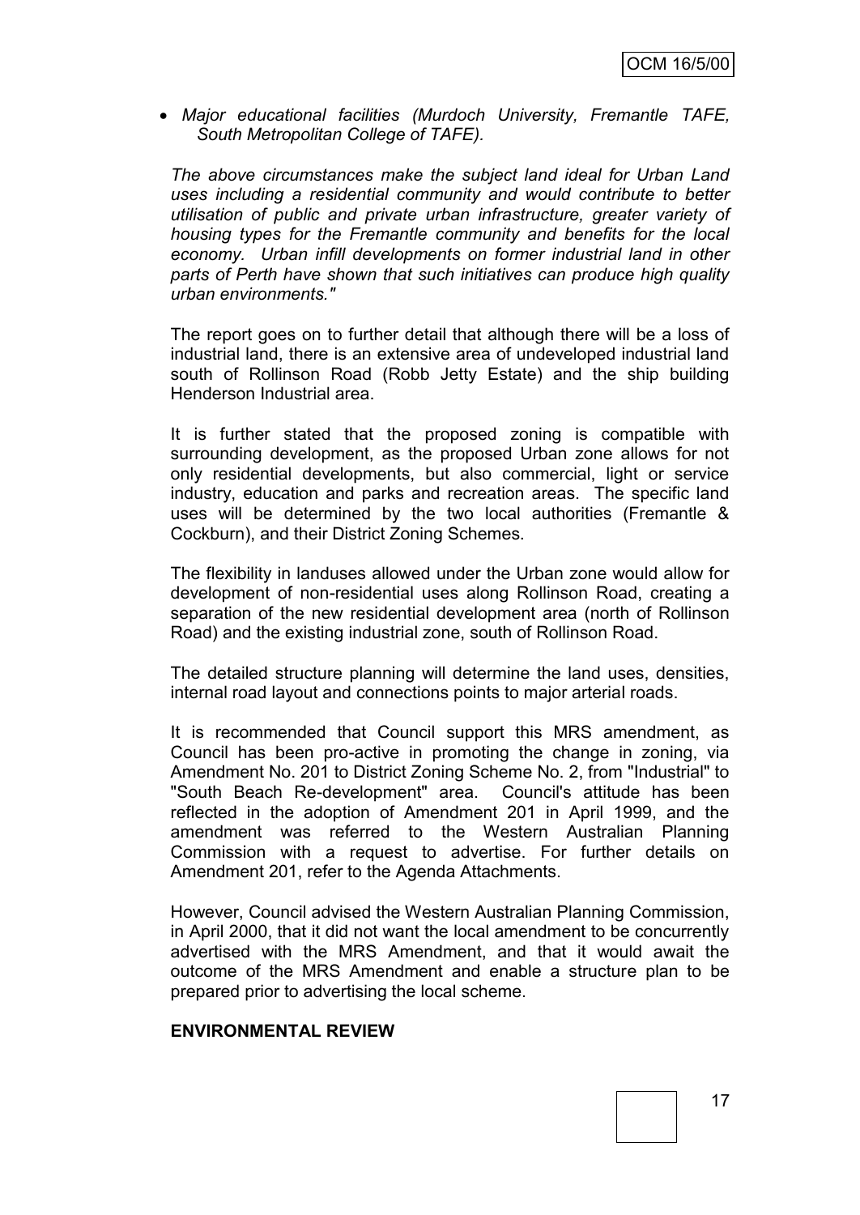- *Major educational facilities (Murdoch University, Fremantle TAFE, South Metropolitan College of TAFE).*

*The above circumstances make the subject land ideal for Urban Land uses including a residential community and would contribute to better utilisation of public and private urban infrastructure, greater variety of housing types for the Fremantle community and benefits for the local economy. Urban infill developments on former industrial land in other parts of Perth have shown that such initiatives can produce high quality urban environments."*

The report goes on to further detail that although there will be a loss of industrial land, there is an extensive area of undeveloped industrial land south of Rollinson Road (Robb Jetty Estate) and the ship building Henderson Industrial area.

It is further stated that the proposed zoning is compatible with surrounding development, as the proposed Urban zone allows for not only residential developments, but also commercial, light or service industry, education and parks and recreation areas. The specific land uses will be determined by the two local authorities (Fremantle & Cockburn), and their District Zoning Schemes.

The flexibility in landuses allowed under the Urban zone would allow for development of non-residential uses along Rollinson Road, creating a separation of the new residential development area (north of Rollinson Road) and the existing industrial zone, south of Rollinson Road.

The detailed structure planning will determine the land uses, densities, internal road layout and connections points to major arterial roads.

It is recommended that Council support this MRS amendment, as Council has been pro-active in promoting the change in zoning, via Amendment No. 201 to District Zoning Scheme No. 2, from "Industrial" to "South Beach Re-development" area. Council's attitude has been reflected in the adoption of Amendment 201 in April 1999, and the amendment was referred to the Western Australian Planning Commission with a request to advertise. For further details on Amendment 201, refer to the Agenda Attachments.

However, Council advised the Western Australian Planning Commission, in April 2000, that it did not want the local amendment to be concurrently advertised with the MRS Amendment, and that it would await the outcome of the MRS Amendment and enable a structure plan to be prepared prior to advertising the local scheme.

**ENVIRONMENTAL REVIEW**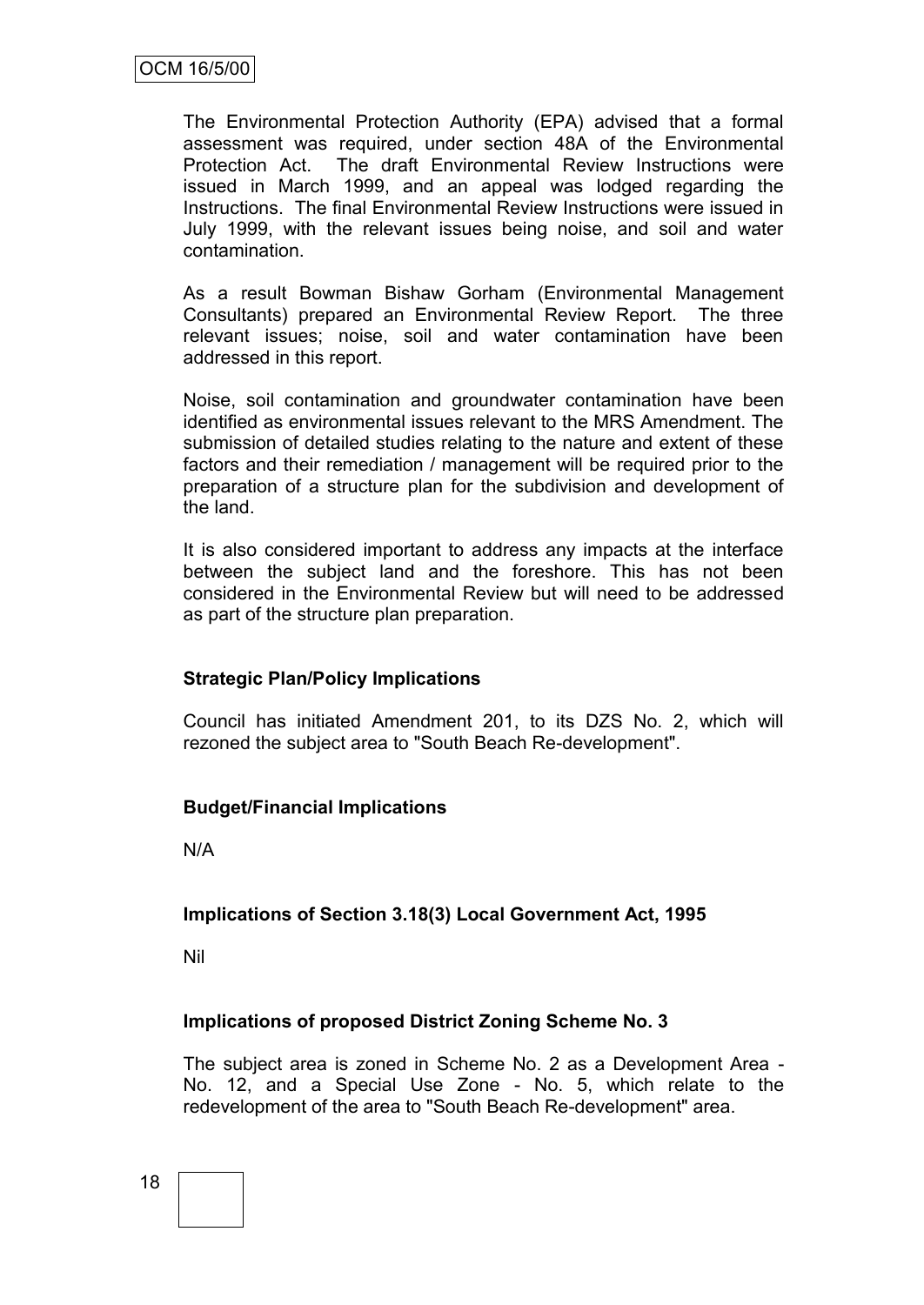The Environmental Protection Authority (EPA) advised that a formal assessment was required, under section 48A of the Environmental Protection Act. The draft Environmental Review Instructions were issued in March 1999, and an appeal was lodged regarding the Instructions. The final Environmental Review Instructions were issued in July 1999, with the relevant issues being noise, and soil and water contamination.

As a result Bowman Bishaw Gorham (Environmental Management Consultants) prepared an Environmental Review Report. The three relevant issues; noise, soil and water contamination have been addressed in this report.

Noise, soil contamination and groundwater contamination have been identified as environmental issues relevant to the MRS Amendment. The submission of detailed studies relating to the nature and extent of these factors and their remediation / management will be required prior to the preparation of a structure plan for the subdivision and development of the land.

It is also considered important to address any impacts at the interface between the subject land and the foreshore. This has not been considered in the Environmental Review but will need to be addressed as part of the structure plan preparation.

**Strategic Plan/Policy Implications**

Council has initiated Amendment 201, to its DZS No. 2, which will rezoned the subject area to "South Beach Re-development".

**Budget/Financial Implications**

N/A

**Implications of Section 3.18(3) Local Government Act, 1995**

Nil

**Implications of proposed District Zoning Scheme No. 3**

The subject area is zoned in Scheme No. 2 as a Development Area - No. 12, and a Special Use Zone - No. 5, which relate to the redevelopment of the area to "South Beach Re-development" area.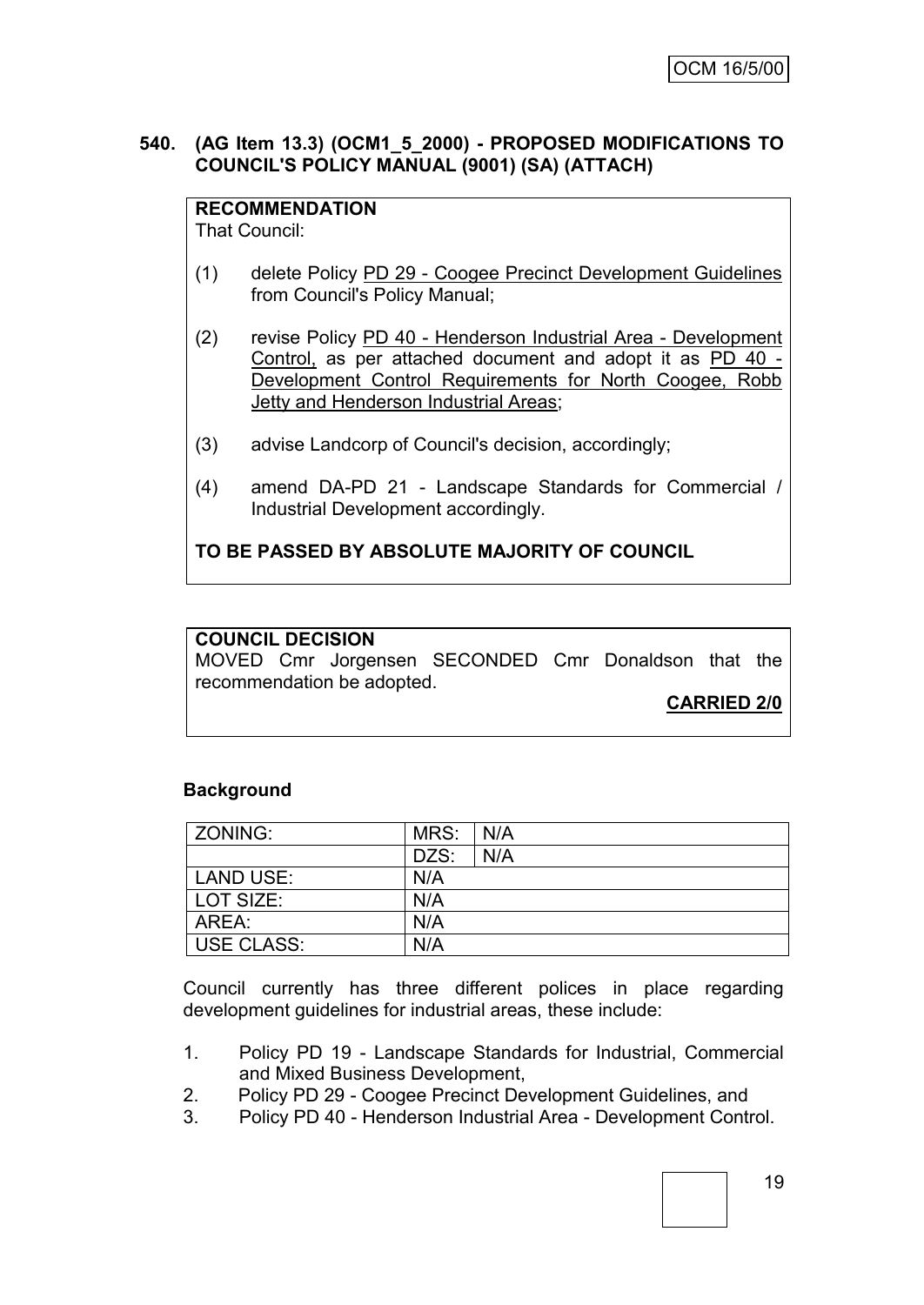**540. (AG Item 13.3) (OCM1_5_2000) - PROPOSED MODIFICATIONS TO COUNCIL'S POLICY MANUAL (9001) (SA) (ATTACH)**

**RECOMMENDATION**
That Council:

(1) delete Policy PD 29 - Coogee Precinct Development Guidelines from Council's Policy Manual;

(2) revise Policy PD 40 - Henderson Industrial Area - Development Control, as per attached document and adopt it as PD 40 - Development Control Requirements for North Coogee, Robb Jetty and Henderson Industrial Areas;

(3) advise Landcorp of Council's decision, accordingly;

(4) amend DA-PD 21 - Landscape Standards for Commercial / Industrial Development accordingly.

**TO BE PASSED BY ABSOLUTE MAJORITY OF COUNCIL**

**COUNCIL DECISION**
MOVED Cmr Jorgensen SECONDED Cmr Donaldson that the recommendation be adopted.

**CARRIED 2/0**

**Background**

| ZONING: | MRS: | N/A |
|---|---|---|
| | DZS: | N/A |
| LAND USE: | N/A | |
| LOT SIZE: | N/A | |
| AREA: | N/A | |
| USE CLASS: | N/A | |

Council currently has three different polices in place regarding development guidelines for industrial areas, these include:

1. Policy PD 19 - Landscape Standards for Industrial, Commercial and Mixed Business Development,
2. Policy PD 29 - Coogee Precinct Development Guidelines, and
3. Policy PD 40 - Henderson Industrial Area - Development Control.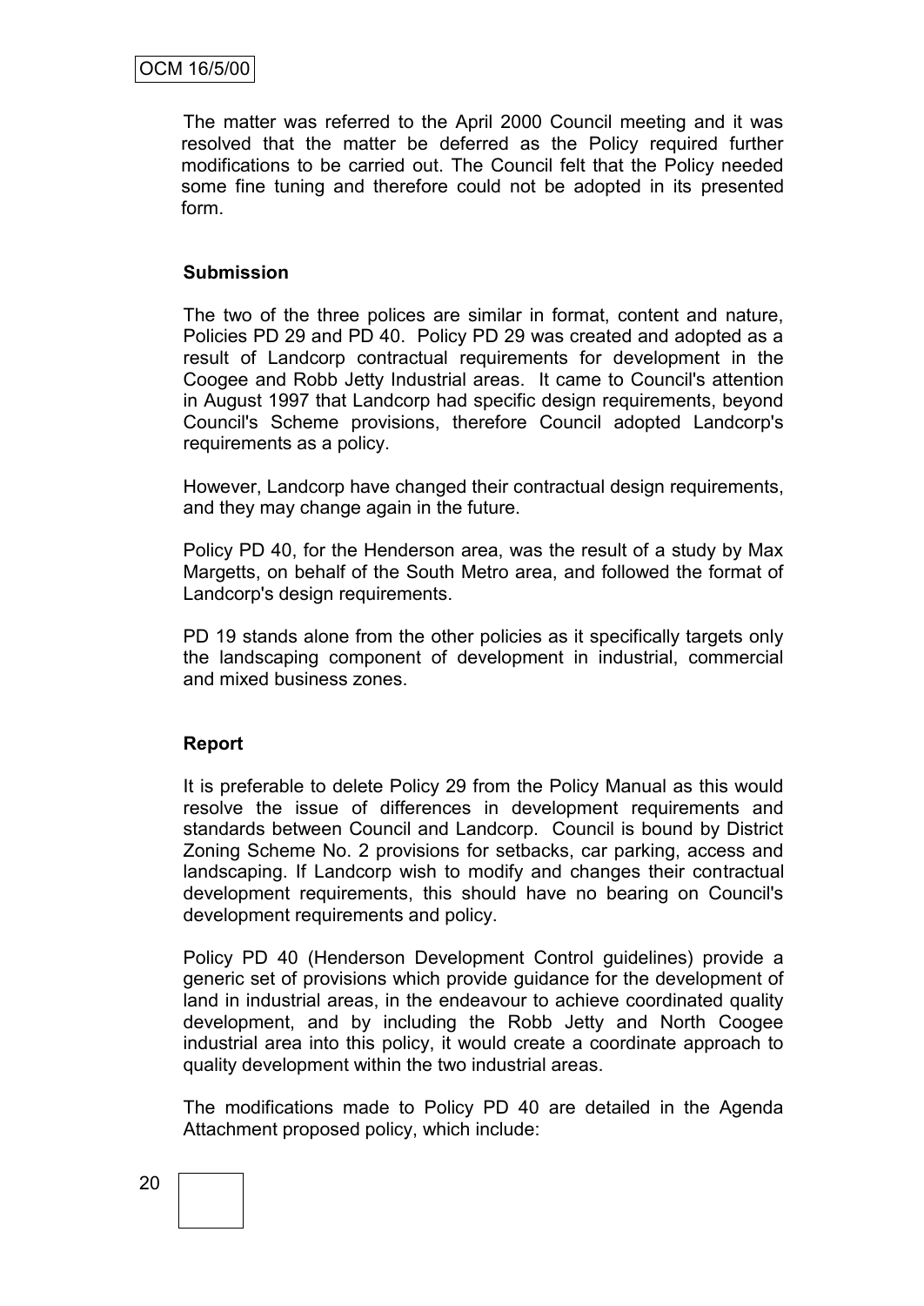The matter was referred to the April 2000 Council meeting and it was resolved that the matter be deferred as the Policy required further modifications to be carried out. The Council felt that the Policy needed some fine tuning and therefore could not be adopted in its presented form.

**Submission**

The two of the three polices are similar in format, content and nature, Policies PD 29 and PD 40. Policy PD 29 was created and adopted as a result of Landcorp contractual requirements for development in the Coogee and Robb Jetty Industrial areas. It came to Council's attention in August 1997 that Landcorp had specific design requirements, beyond Council's Scheme provisions, therefore Council adopted Landcorp's requirements as a policy.

However, Landcorp have changed their contractual design requirements, and they may change again in the future.

Policy PD 40, for the Henderson area, was the result of a study by Max Margetts, on behalf of the South Metro area, and followed the format of Landcorp's design requirements.

PD 19 stands alone from the other policies as it specifically targets only the landscaping component of development in industrial, commercial and mixed business zones.

**Report**

It is preferable to delete Policy 29 from the Policy Manual as this would resolve the issue of differences in development requirements and standards between Council and Landcorp. Council is bound by District Zoning Scheme No. 2 provisions for setbacks, car parking, access and landscaping. If Landcorp wish to modify and changes their contractual development requirements, this should have no bearing on Council's development requirements and policy.

Policy PD 40 (Henderson Development Control guidelines) provide a generic set of provisions which provide guidance for the development of land in industrial areas, in the endeavour to achieve coordinated quality development, and by including the Robb Jetty and North Coogee industrial area into this policy, it would create a coordinate approach to quality development within the two industrial areas.

The modifications made to Policy PD 40 are detailed in the Agenda Attachment proposed policy, which include: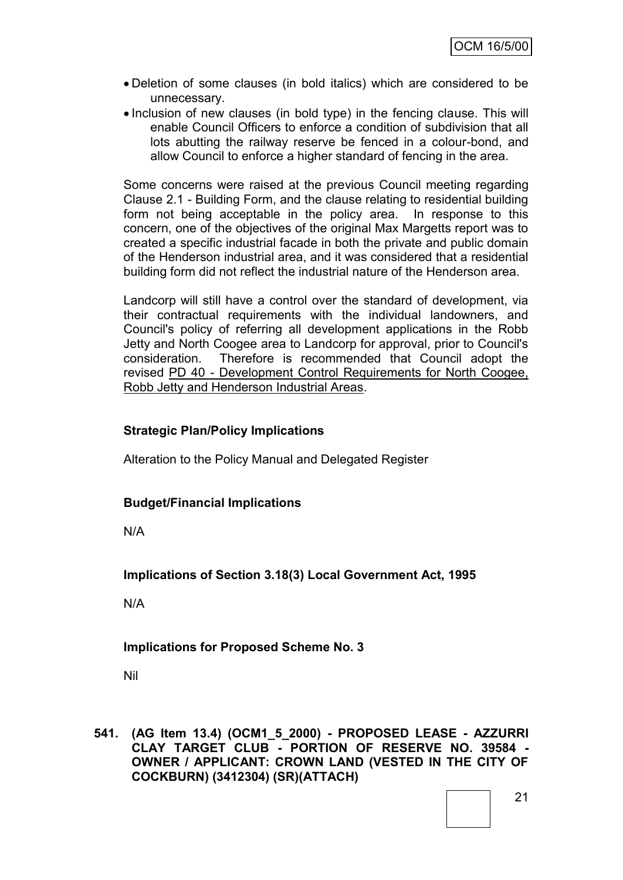- Deletion of some clauses (in bold italics) which are considered to be unnecessary.
- Inclusion of new clauses (in bold type) in the fencing clause. This will enable Council Officers to enforce a condition of subdivision that all lots abutting the railway reserve be fenced in a colour-bond, and allow Council to enforce a higher standard of fencing in the area.

Some concerns were raised at the previous Council meeting regarding Clause 2.1 - Building Form, and the clause relating to residential building form not being acceptable in the policy area. In response to this concern, one of the objectives of the original Max Margetts report was to created a specific industrial facade in both the private and public domain of the Henderson industrial area, and it was considered that a residential building form did not reflect the industrial nature of the Henderson area.

Landcorp will still have a control over the standard of development, via their contractual requirements with the individual landowners, and Council's policy of referring all development applications in the Robb Jetty and North Coogee area to Landcorp for approval, prior to Council's consideration. Therefore is recommended that Council adopt the revised PD 40 - Development Control Requirements for North Coogee, Robb Jetty and Henderson Industrial Areas.

**Strategic Plan/Policy Implications**

Alteration to the Policy Manual and Delegated Register

**Budget/Financial Implications**

N/A

**Implications of Section 3.18(3) Local Government Act, 1995**

N/A

**Implications for Proposed Scheme No. 3**

Nil

**541. (AG Item 13.4) (OCM1_5_2000) - PROPOSED LEASE - AZZURRI CLAY TARGET CLUB - PORTION OF RESERVE NO. 39584 - OWNER / APPLICANT: CROWN LAND (VESTED IN THE CITY OF COCKBURN) (3412304) (SR)(ATTACH)**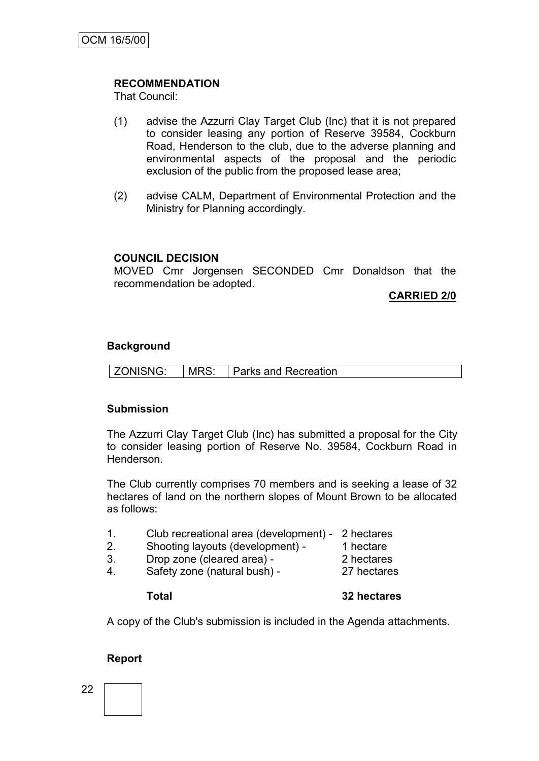**RECOMMENDATION**
That Council:

(1) advise the Azzurri Clay Target Club (Inc) that it is not prepared to consider leasing any portion of Reserve 39584, Cockburn Road, Henderson to the club, due to the adverse planning and environmental aspects of the proposal and the periodic exclusion of the public from the proposed lease area;

(2) advise CALM, Department of Environmental Protection and the Ministry for Planning accordingly.

**COUNCIL DECISION**
MOVED Cmr Jorgensen SECONDED Cmr Donaldson that the recommendation be adopted.

**CARRIED 2/0**

**Background**

| ZONISNG: | MRS: | Parks and Recreation |
|---|---|---|

**Submission**

The Azzurri Clay Target Club (Inc) has submitted a proposal for the City to consider leasing portion of Reserve No. 39584, Cockburn Road in Henderson.

The Club currently comprises 70 members and is seeking a lease of 32 hectares of land on the northern slopes of Mount Brown to be allocated as follows:

1. Club recreational area (development) - 2 hectares
2. Shooting layouts (development) - 1 hectare
3. Drop zone (cleared area) - 2 hectares
4. Safety zone (natural bush) - 27 hectares

**Total** **32 hectares**

A copy of the Club's submission is included in the Agenda attachments.

**Report**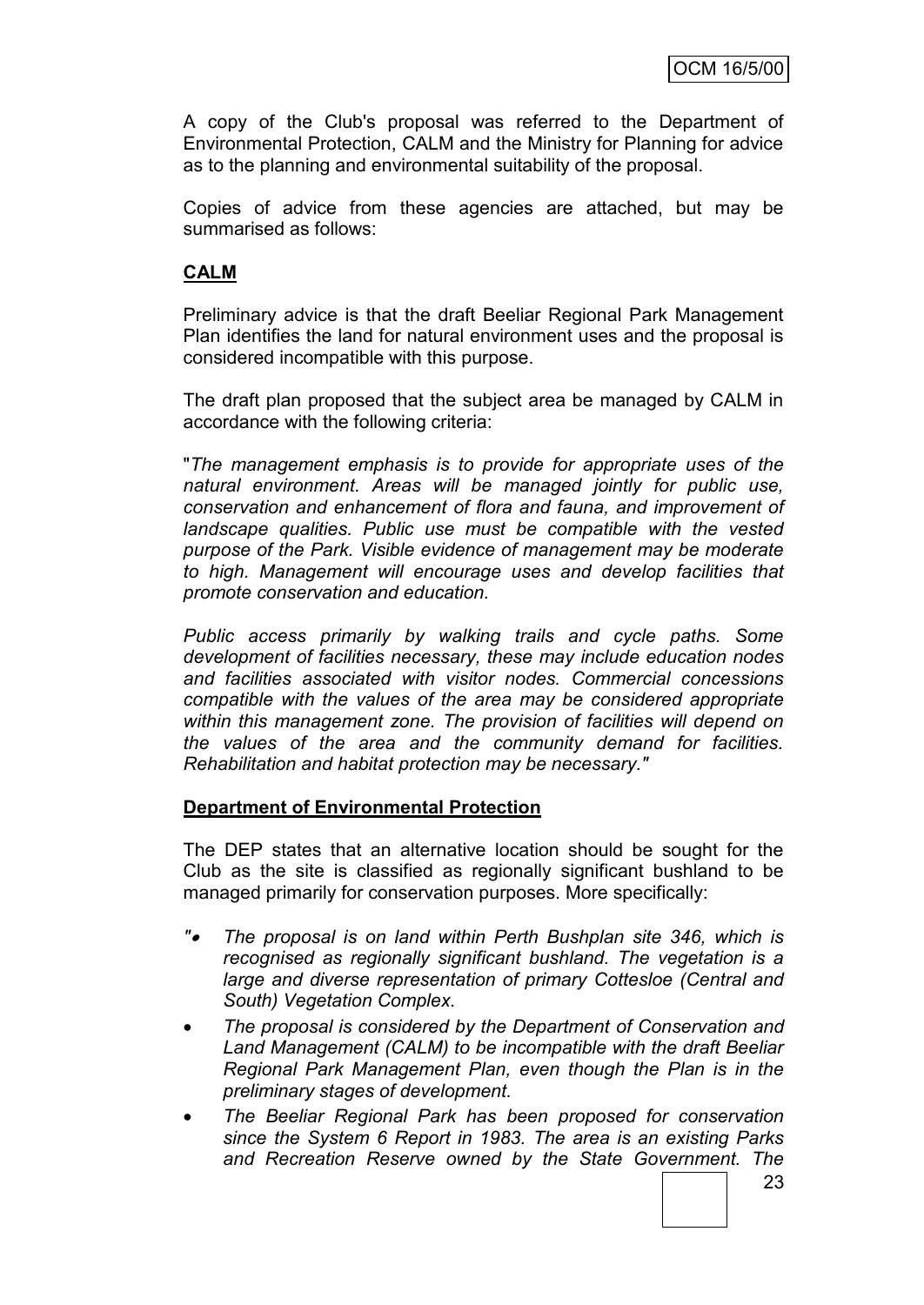A copy of the Club's proposal was referred to the Department of Environmental Protection, CALM and the Ministry for Planning for advice as to the planning and environmental suitability of the proposal.

Copies of advice from these agencies are attached, but may be summarised as follows:

**CALM**

Preliminary advice is that the draft Beeliar Regional Park Management Plan identifies the land for natural environment uses and the proposal is considered incompatible with this purpose.

The draft plan proposed that the subject area be managed by CALM in accordance with the following criteria:

"*The management emphasis is to provide for appropriate uses of the natural environment. Areas will be managed jointly for public use, conservation and enhancement of flora and fauna, and improvement of landscape qualities. Public use must be compatible with the vested purpose of the Park. Visible evidence of management may be moderate to high. Management will encourage uses and develop facilities that promote conservation and education.*

*Public access primarily by walking trails and cycle paths. Some development of facilities necessary, these may include education nodes and facilities associated with visitor nodes. Commercial concessions compatible with the values of the area may be considered appropriate within this management zone. The provision of facilities will depend on the values of the area and the community demand for facilities. Rehabilitation and habitat protection may be necessary."*

**Department of Environmental Protection**

The DEP states that an alternative location should be sought for the Club as the site is classified as regionally significant bushland to be managed primarily for conservation purposes. More specifically:

- "*The proposal is on land within Perth Bushplan site 346, which is recognised as regionally significant bushland. The vegetation is a large and diverse representation of primary Cottesloe (Central and South) Vegetation Complex.*
- *The proposal is considered by the Department of Conservation and Land Management (CALM) to be incompatible with the draft Beeliar Regional Park Management Plan, even though the Plan is in the preliminary stages of development.*
- *The Beeliar Regional Park has been proposed for conservation since the System 6 Report in 1983. The area is an existing Parks and Recreation Reserve owned by the State Government. The*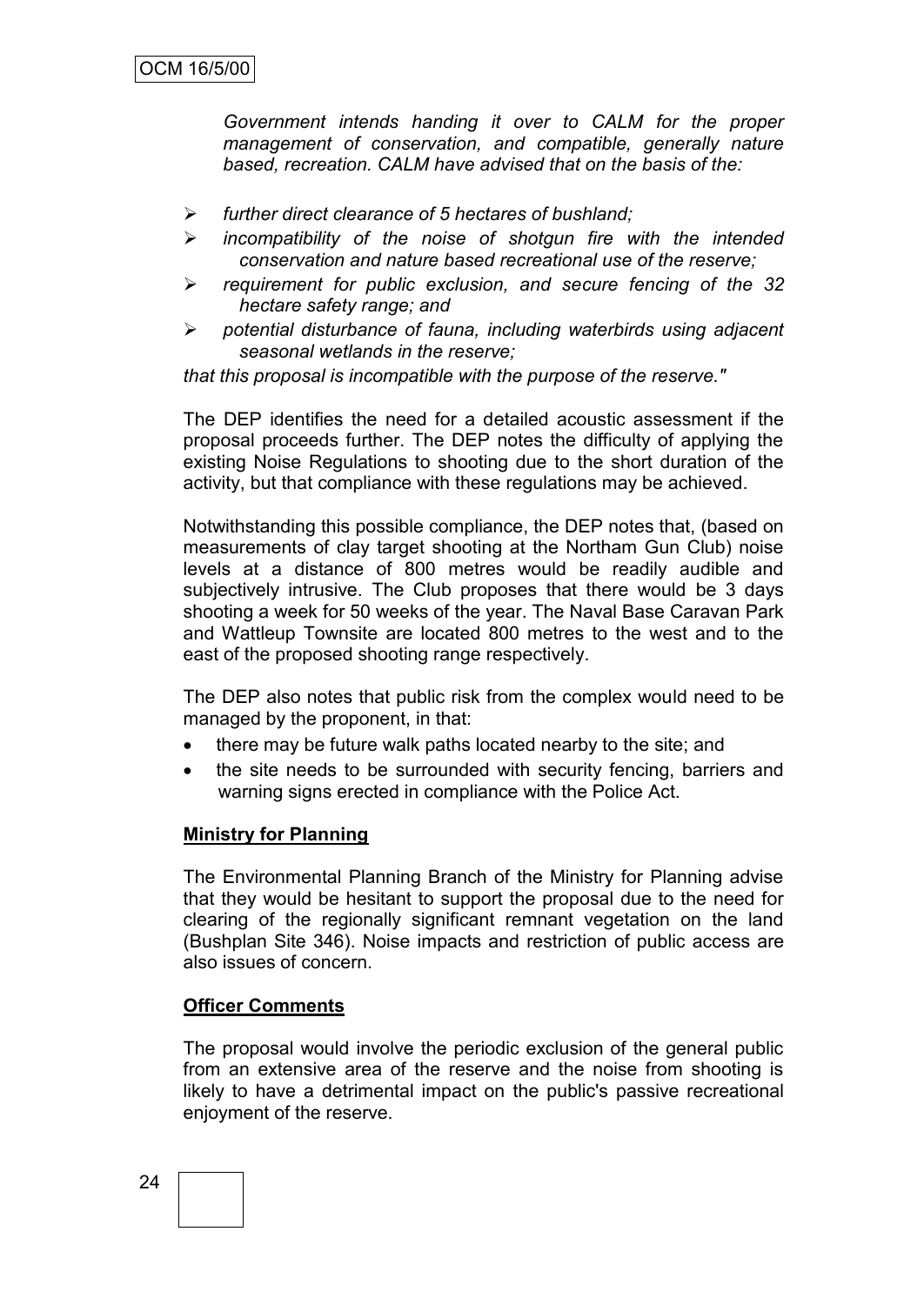*Government intends handing it over to CALM for the proper management of conservation, and compatible, generally nature based, recreation. CALM have advised that on the basis of the:*

- *further direct clearance of 5 hectares of bushland;*
- *incompatibility of the noise of shotgun fire with the intended conservation and nature based recreational use of the reserve;*
- *requirement for public exclusion, and secure fencing of the 32 hectare safety range; and*
- *potential disturbance of fauna, including waterbirds using adjacent seasonal wetlands in the reserve;*

*that this proposal is incompatible with the purpose of the reserve."*

The DEP identifies the need for a detailed acoustic assessment if the proposal proceeds further. The DEP notes the difficulty of applying the existing Noise Regulations to shooting due to the short duration of the activity, but that compliance with these regulations may be achieved.

Notwithstanding this possible compliance, the DEP notes that, (based on measurements of clay target shooting at the Northam Gun Club) noise levels at a distance of 800 metres would be readily audible and subjectively intrusive. The Club proposes that there would be 3 days shooting a week for 50 weeks of the year. The Naval Base Caravan Park and Wattleup Townsite are located 800 metres to the west and to the east of the proposed shooting range respectively.

The DEP also notes that public risk from the complex would need to be managed by the proponent, in that:

- there may be future walk paths located nearby to the site; and
- the site needs to be surrounded with security fencing, barriers and warning signs erected in compliance with the Police Act.

**Ministry for Planning**

The Environmental Planning Branch of the Ministry for Planning advise that they would be hesitant to support the proposal due to the need for clearing of the regionally significant remnant vegetation on the land (Bushplan Site 346). Noise impacts and restriction of public access are also issues of concern.

**Officer Comments**

The proposal would involve the periodic exclusion of the general public from an extensive area of the reserve and the noise from shooting is likely to have a detrimental impact on the public's passive recreational enjoyment of the reserve.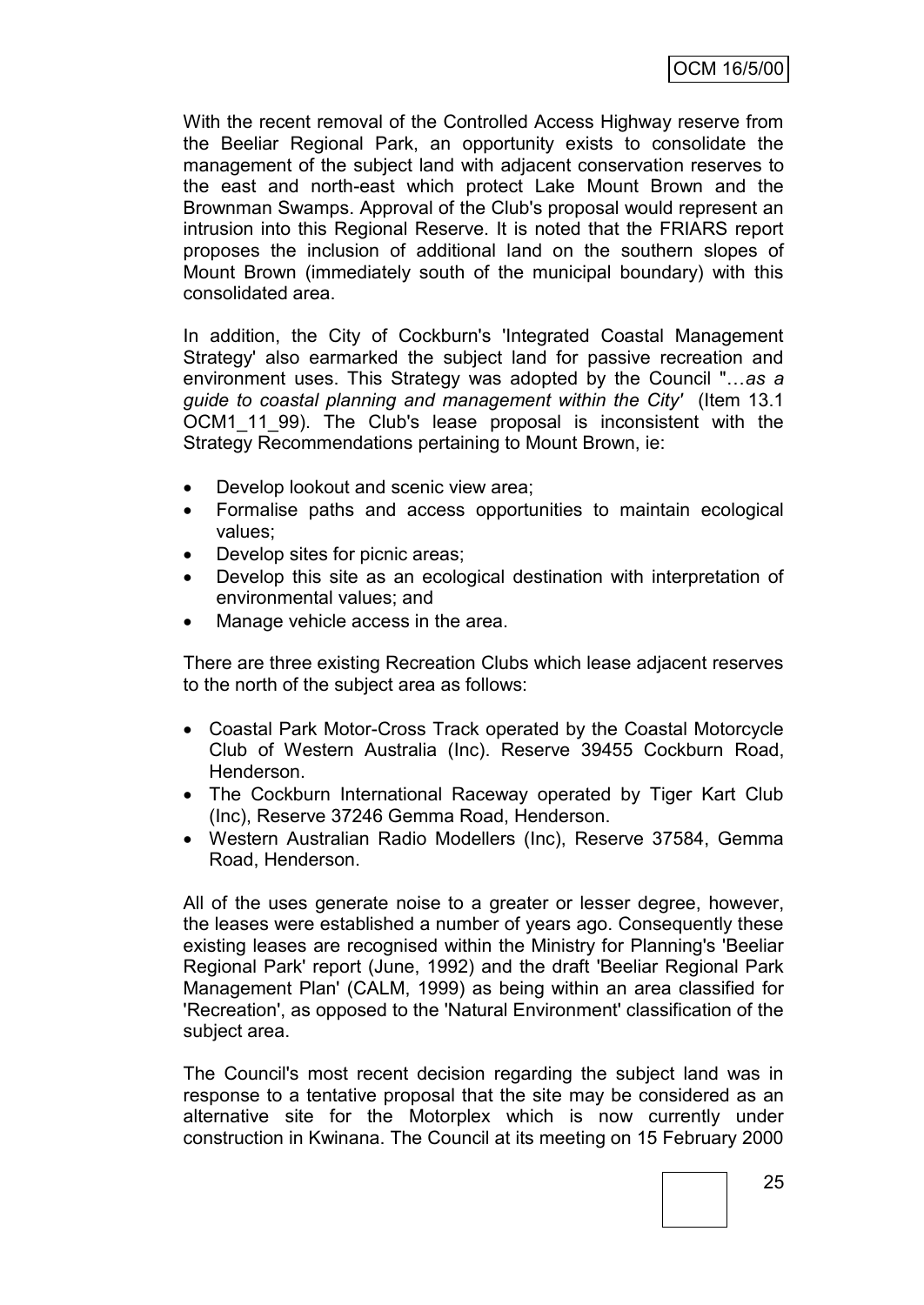With the recent removal of the Controlled Access Highway reserve from the Beeliar Regional Park, an opportunity exists to consolidate the management of the subject land with adjacent conservation reserves to the east and north-east which protect Lake Mount Brown and the Brownman Swamps. Approval of the Club's proposal would represent an intrusion into this Regional Reserve. It is noted that the FRIARS report proposes the inclusion of additional land on the southern slopes of Mount Brown (immediately south of the municipal boundary) with this consolidated area.

In addition, the City of Cockburn's 'Integrated Coastal Management Strategy' also earmarked the subject land for passive recreation and environment uses. This Strategy was adopted by the Council "…*as a guide to coastal planning and management within the City'* (Item 13.1 OCM1_11_99). The Club's lease proposal is inconsistent with the Strategy Recommendations pertaining to Mount Brown, ie:

- Develop lookout and scenic view area;
- Formalise paths and access opportunities to maintain ecological values;
- Develop sites for picnic areas;
- Develop this site as an ecological destination with interpretation of environmental values; and
- Manage vehicle access in the area.

There are three existing Recreation Clubs which lease adjacent reserves to the north of the subject area as follows:

- Coastal Park Motor-Cross Track operated by the Coastal Motorcycle Club of Western Australia (Inc). Reserve 39455 Cockburn Road, Henderson.
- The Cockburn International Raceway operated by Tiger Kart Club (Inc), Reserve 37246 Gemma Road, Henderson.
- Western Australian Radio Modellers (Inc), Reserve 37584, Gemma Road, Henderson.

All of the uses generate noise to a greater or lesser degree, however, the leases were established a number of years ago. Consequently these existing leases are recognised within the Ministry for Planning's 'Beeliar Regional Park' report (June, 1992) and the draft 'Beeliar Regional Park Management Plan' (CALM, 1999) as being within an area classified for 'Recreation', as opposed to the 'Natural Environment' classification of the subject area.

The Council's most recent decision regarding the subject land was in response to a tentative proposal that the site may be considered as an alternative site for the Motorplex which is now currently under construction in Kwinana. The Council at its meeting on 15 February 2000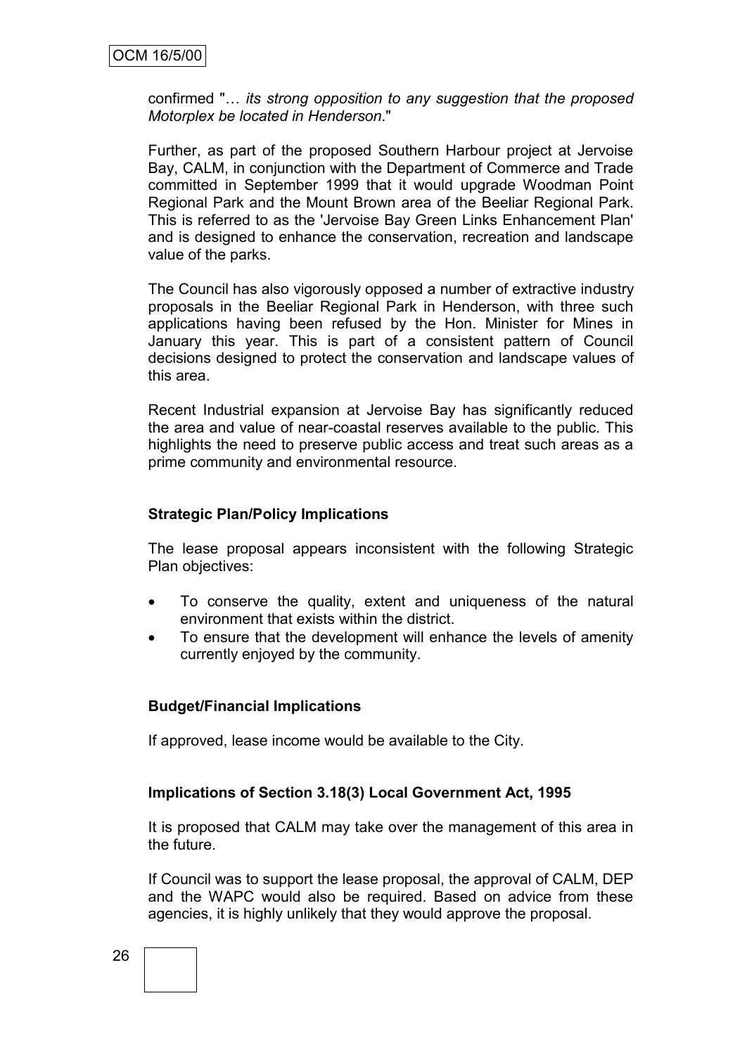confirmed "… *its strong opposition to any suggestion that the proposed Motorplex be located in Henderson*."

Further, as part of the proposed Southern Harbour project at Jervoise Bay, CALM, in conjunction with the Department of Commerce and Trade committed in September 1999 that it would upgrade Woodman Point Regional Park and the Mount Brown area of the Beeliar Regional Park. This is referred to as the 'Jervoise Bay Green Links Enhancement Plan' and is designed to enhance the conservation, recreation and landscape value of the parks.

The Council has also vigorously opposed a number of extractive industry proposals in the Beeliar Regional Park in Henderson, with three such applications having been refused by the Hon. Minister for Mines in January this year. This is part of a consistent pattern of Council decisions designed to protect the conservation and landscape values of this area.

Recent Industrial expansion at Jervoise Bay has significantly reduced the area and value of near-coastal reserves available to the public. This highlights the need to preserve public access and treat such areas as a prime community and environmental resource.

**Strategic Plan/Policy Implications**

The lease proposal appears inconsistent with the following Strategic Plan objectives:

- To conserve the quality, extent and uniqueness of the natural environment that exists within the district.
- To ensure that the development will enhance the levels of amenity currently enjoyed by the community.

**Budget/Financial Implications**

If approved, lease income would be available to the City.

**Implications of Section 3.18(3) Local Government Act, 1995**

It is proposed that CALM may take over the management of this area in the future.

If Council was to support the lease proposal, the approval of CALM, DEP and the WAPC would also be required. Based on advice from these agencies, it is highly unlikely that they would approve the proposal.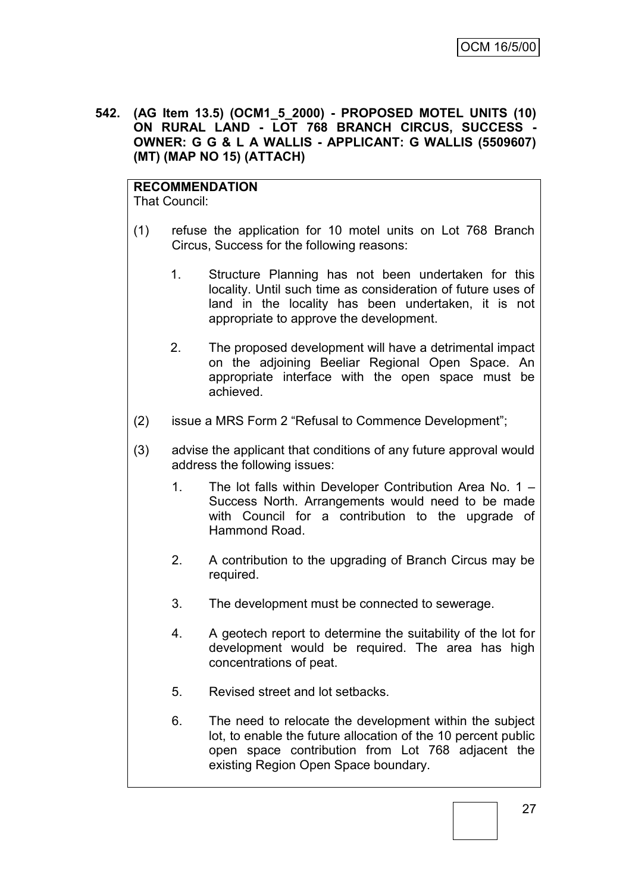**542. (AG Item 13.5) (OCM1_5_2000) - PROPOSED MOTEL UNITS (10) ON RURAL LAND - LOT 768 BRANCH CIRCUS, SUCCESS - OWNER: G G & L A WALLIS - APPLICANT: G WALLIS (5509607) (MT) (MAP NO 15) (ATTACH)**

**RECOMMENDATION**
That Council:

(1) refuse the application for 10 motel units on Lot 768 Branch Circus, Success for the following reasons:

   1. Structure Planning has not been undertaken for this locality. Until such time as consideration of future uses of land in the locality has been undertaken, it is not appropriate to approve the development.

   2. The proposed development will have a detrimental impact on the adjoining Beeliar Regional Open Space. An appropriate interface with the open space must be achieved.

(2) issue a MRS Form 2 "Refusal to Commence Development";

(3) advise the applicant that conditions of any future approval would address the following issues:

   1. The lot falls within Developer Contribution Area No. 1 – Success North. Arrangements would need to be made with Council for a contribution to the upgrade of Hammond Road.

   2. A contribution to the upgrading of Branch Circus may be required.

   3. The development must be connected to sewerage.

   4. A geotech report to determine the suitability of the lot for development would be required. The area has high concentrations of peat.

   5. Revised street and lot setbacks.

   6. The need to relocate the development within the subject lot, to enable the future allocation of the 10 percent public open space contribution from Lot 768 adjacent the existing Region Open Space boundary.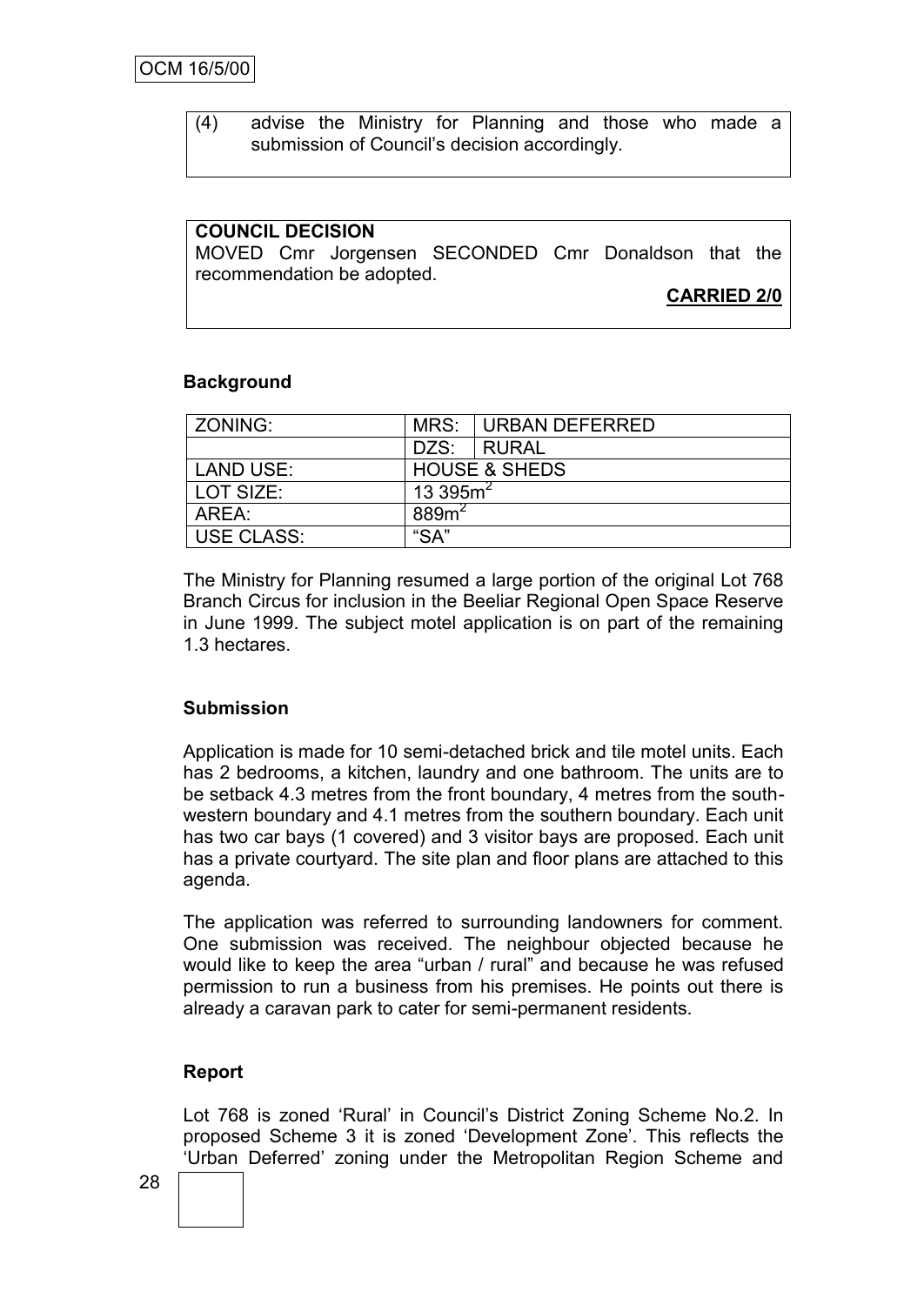(4) advise the Ministry for Planning and those who made a submission of Council's decision accordingly.

**COUNCIL DECISION**

MOVED Cmr Jorgensen SECONDED Cmr Donaldson that the recommendation be adopted.

**CARRIED 2/0**

**Background**

| ZONING: | MRS: | URBAN DEFERRED |
|---|---|---|
| | DZS: | RURAL |
| LAND USE: | HOUSE & SHEDS | |
| LOT SIZE: | 13 395m$^2$ | |
| AREA: | 889m$^2$ | |
| USE CLASS: | "SA" | |

The Ministry for Planning resumed a large portion of the original Lot 768 Branch Circus for inclusion in the Beeliar Regional Open Space Reserve in June 1999. The subject motel application is on part of the remaining 1.3 hectares.

**Submission**

Application is made for 10 semi-detached brick and tile motel units. Each has 2 bedrooms, a kitchen, laundry and one bathroom. The units are to be setback 4.3 metres from the front boundary, 4 metres from the south-western boundary and 4.1 metres from the southern boundary. Each unit has two car bays (1 covered) and 3 visitor bays are proposed. Each unit has a private courtyard. The site plan and floor plans are attached to this agenda.

The application was referred to surrounding landowners for comment. One submission was received. The neighbour objected because he would like to keep the area "urban / rural" and because he was refused permission to run a business from his premises. He points out there is already a caravan park to cater for semi-permanent residents.

**Report**

Lot 768 is zoned 'Rural' in Council's District Zoning Scheme No.2. In proposed Scheme 3 it is zoned 'Development Zone'. This reflects the 'Urban Deferred' zoning under the Metropolitan Region Scheme and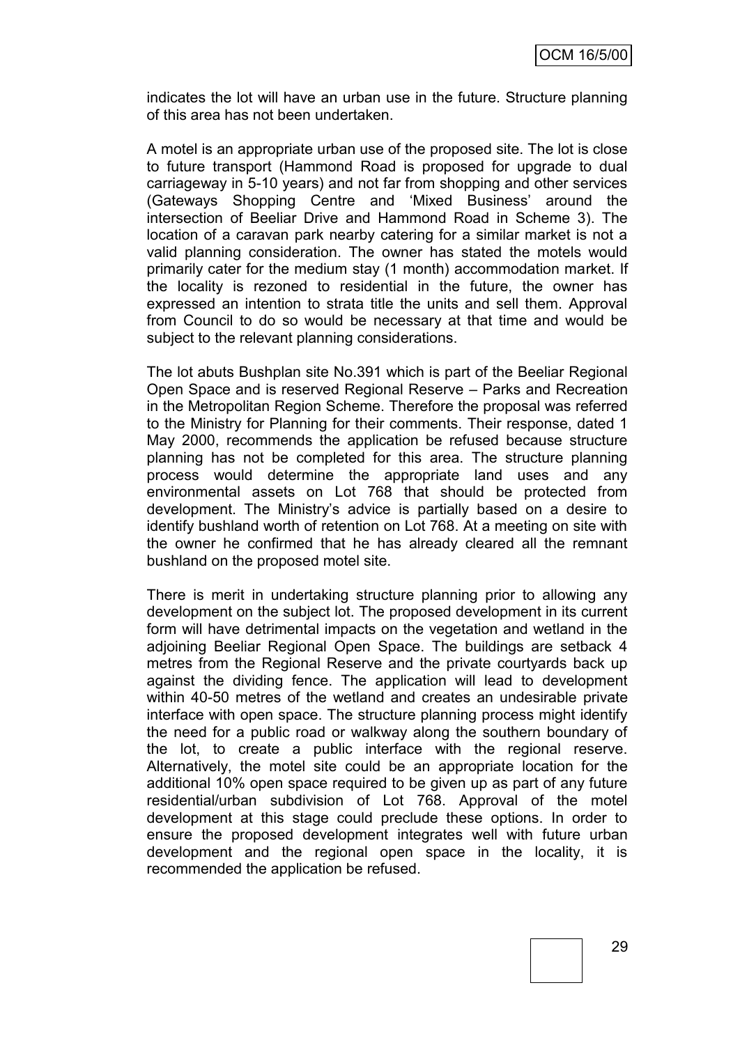indicates the lot will have an urban use in the future. Structure planning of this area has not been undertaken.

A motel is an appropriate urban use of the proposed site. The lot is close to future transport (Hammond Road is proposed for upgrade to dual carriageway in 5-10 years) and not far from shopping and other services (Gateways Shopping Centre and 'Mixed Business' around the intersection of Beeliar Drive and Hammond Road in Scheme 3). The location of a caravan park nearby catering for a similar market is not a valid planning consideration. The owner has stated the motels would primarily cater for the medium stay (1 month) accommodation market. If the locality is rezoned to residential in the future, the owner has expressed an intention to strata title the units and sell them. Approval from Council to do so would be necessary at that time and would be subject to the relevant planning considerations.

The lot abuts Bushplan site No.391 which is part of the Beeliar Regional Open Space and is reserved Regional Reserve – Parks and Recreation in the Metropolitan Region Scheme. Therefore the proposal was referred to the Ministry for Planning for their comments. Their response, dated 1 May 2000, recommends the application be refused because structure planning has not be completed for this area. The structure planning process would determine the appropriate land uses and any environmental assets on Lot 768 that should be protected from development. The Ministry's advice is partially based on a desire to identify bushland worth of retention on Lot 768. At a meeting on site with the owner he confirmed that he has already cleared all the remnant bushland on the proposed motel site.

There is merit in undertaking structure planning prior to allowing any development on the subject lot. The proposed development in its current form will have detrimental impacts on the vegetation and wetland in the adjoining Beeliar Regional Open Space. The buildings are setback 4 metres from the Regional Reserve and the private courtyards back up against the dividing fence. The application will lead to development within 40-50 metres of the wetland and creates an undesirable private interface with open space. The structure planning process might identify the need for a public road or walkway along the southern boundary of the lot, to create a public interface with the regional reserve. Alternatively, the motel site could be an appropriate location for the additional 10% open space required to be given up as part of any future residential/urban subdivision of Lot 768. Approval of the motel development at this stage could preclude these options. In order to ensure the proposed development integrates well with future urban development and the regional open space in the locality, it is recommended the application be refused.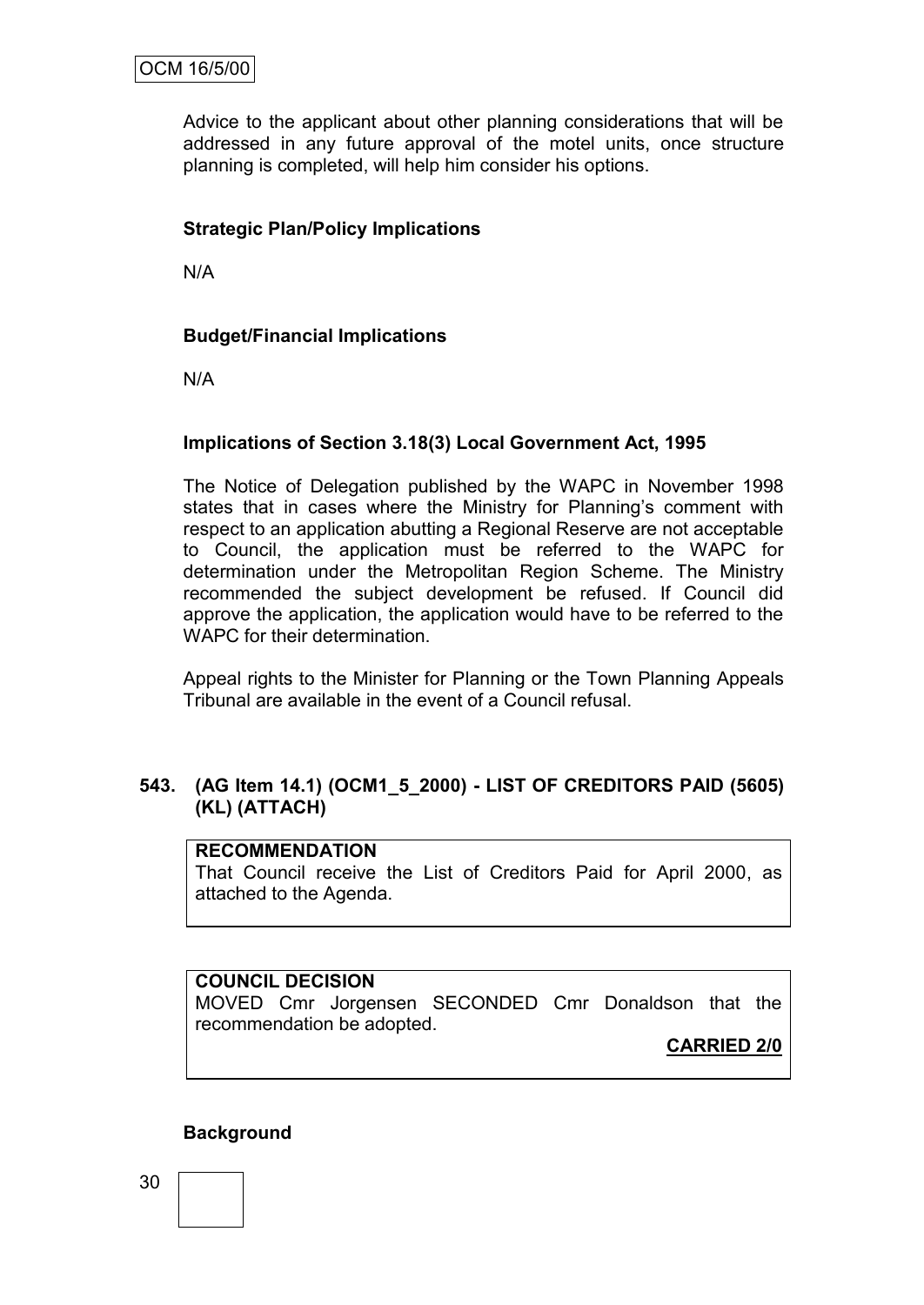Advice to the applicant about other planning considerations that will be addressed in any future approval of the motel units, once structure planning is completed, will help him consider his options.

**Strategic Plan/Policy Implications**

N/A

**Budget/Financial Implications**

N/A

**Implications of Section 3.18(3) Local Government Act, 1995**

The Notice of Delegation published by the WAPC in November 1998 states that in cases where the Ministry for Planning's comment with respect to an application abutting a Regional Reserve are not acceptable to Council, the application must be referred to the WAPC for determination under the Metropolitan Region Scheme. The Ministry recommended the subject development be refused. If Council did approve the application, the application would have to be referred to the WAPC for their determination.

Appeal rights to the Minister for Planning or the Town Planning Appeals Tribunal are available in the event of a Council refusal.

## 543. (AG Item 14.1) (OCM1_5_2000) - LIST OF CREDITORS PAID (5605) (KL) (ATTACH)

**RECOMMENDATION**

That Council receive the List of Creditors Paid for April 2000, as attached to the Agenda.

**COUNCIL DECISION**

MOVED Cmr Jorgensen SECONDED Cmr Donaldson that the recommendation be adopted.

**CARRIED 2/0**

**Background**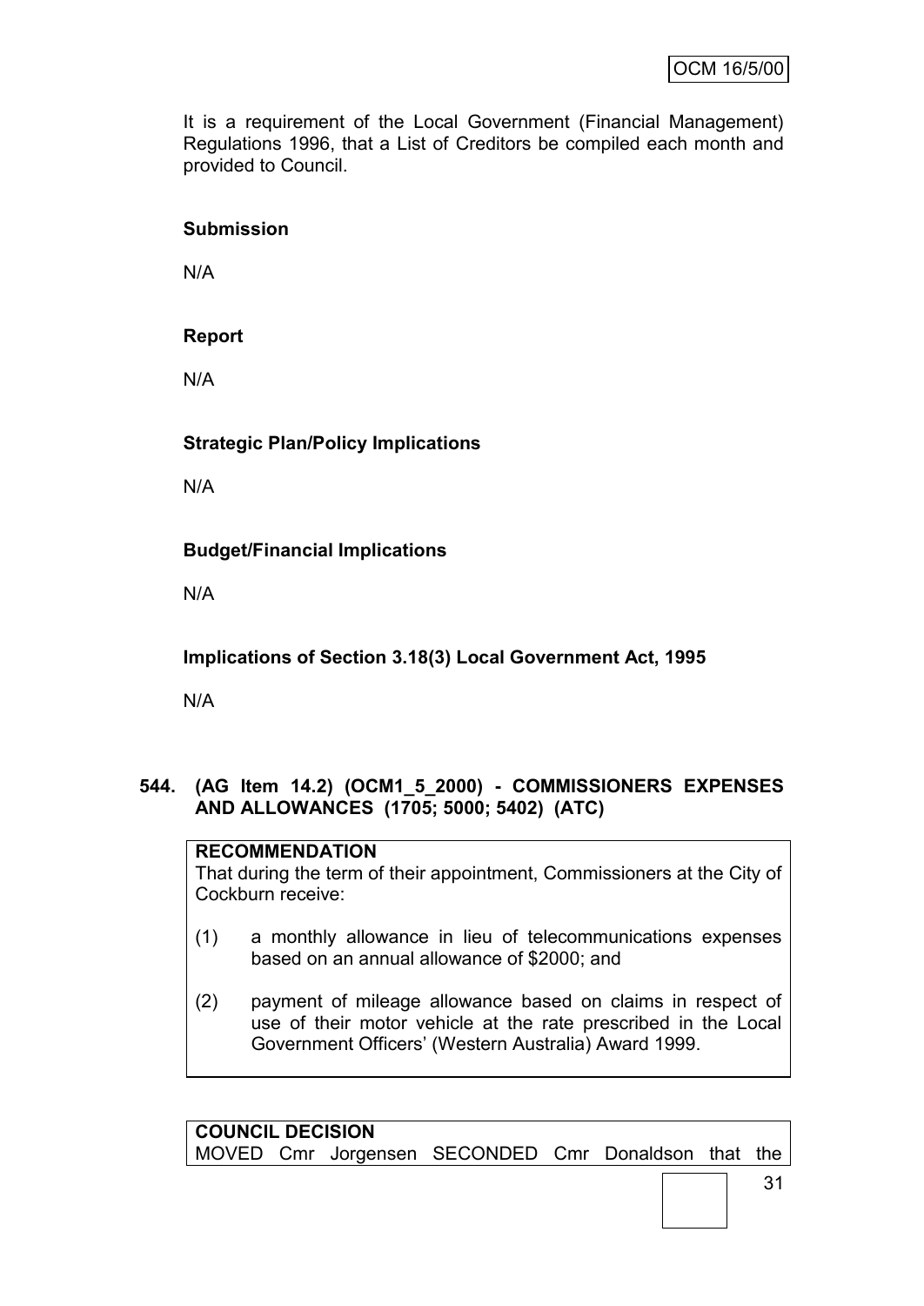It is a requirement of the Local Government (Financial Management) Regulations 1996, that a List of Creditors be compiled each month and provided to Council.

**Submission**

N/A

**Report**

N/A

**Strategic Plan/Policy Implications**

N/A

**Budget/Financial Implications**

N/A

**Implications of Section 3.18(3) Local Government Act, 1995**

N/A

### 544. (AG Item 14.2) (OCM1_5_2000) - COMMISSIONERS EXPENSES AND ALLOWANCES (1705; 5000; 5402) (ATC)

**RECOMMENDATION**
That during the term of their appointment, Commissioners at the City of Cockburn receive:

(1) a monthly allowance in lieu of telecommunications expenses based on an annual allowance of $2000; and

(2) payment of mileage allowance based on claims in respect of use of their motor vehicle at the rate prescribed in the Local Government Officers' (Western Australia) Award 1999.

**COUNCIL DECISION**
MOVED Cmr Jorgensen SECONDED Cmr Donaldson that the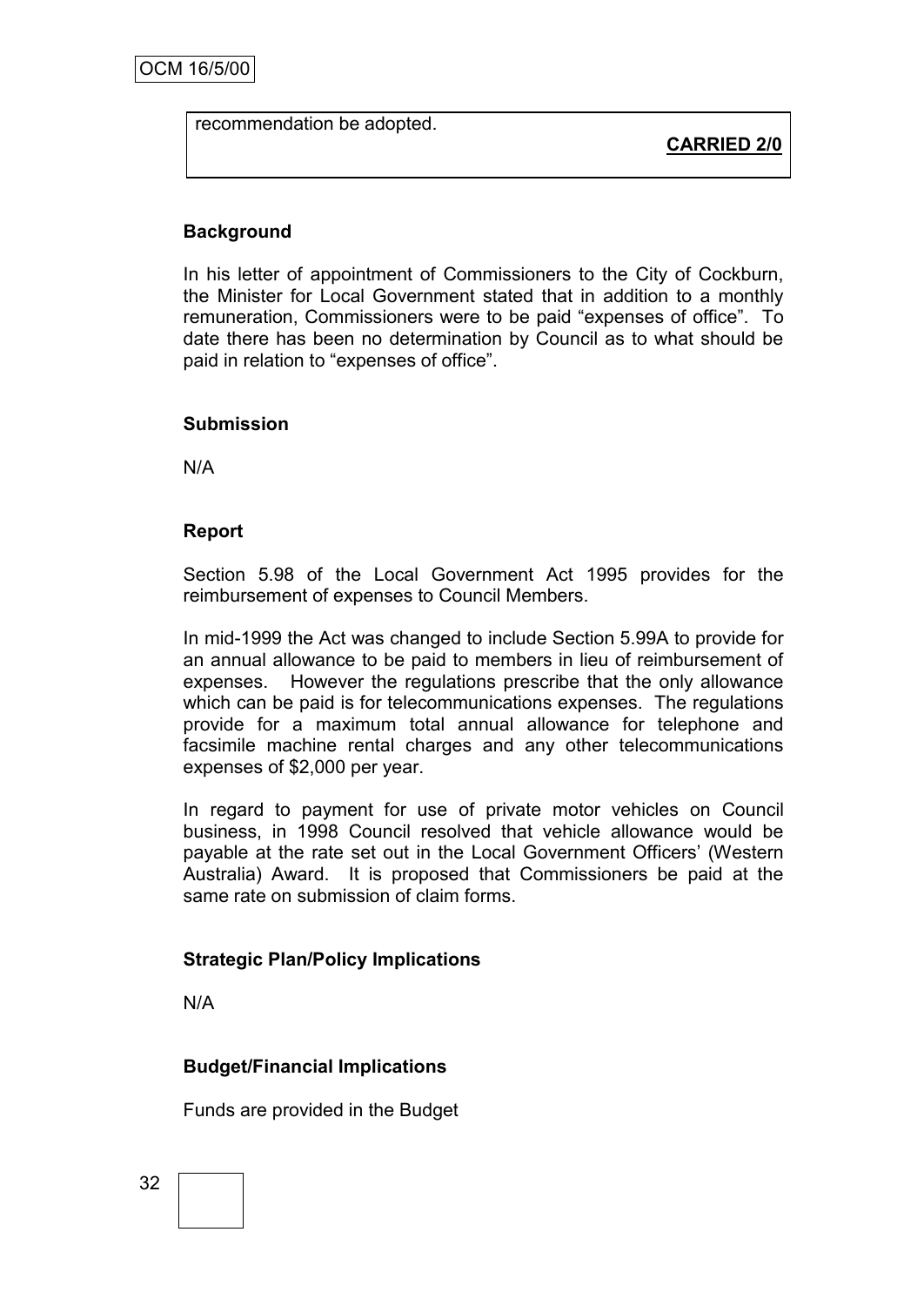recommendation be adopted.

**CARRIED 2/0**

**Background**

In his letter of appointment of Commissioners to the City of Cockburn, the Minister for Local Government stated that in addition to a monthly remuneration, Commissioners were to be paid "expenses of office". To date there has been no determination by Council as to what should be paid in relation to "expenses of office".

**Submission**

N/A

**Report**

Section 5.98 of the Local Government Act 1995 provides for the reimbursement of expenses to Council Members.

In mid-1999 the Act was changed to include Section 5.99A to provide for an annual allowance to be paid to members in lieu of reimbursement of expenses. However the regulations prescribe that the only allowance which can be paid is for telecommunications expenses. The regulations provide for a maximum total annual allowance for telephone and facsimile machine rental charges and any other telecommunications expenses of $2,000 per year.

In regard to payment for use of private motor vehicles on Council business, in 1998 Council resolved that vehicle allowance would be payable at the rate set out in the Local Government Officers' (Western Australia) Award. It is proposed that Commissioners be paid at the same rate on submission of claim forms.

**Strategic Plan/Policy Implications**

N/A

**Budget/Financial Implications**

Funds are provided in the Budget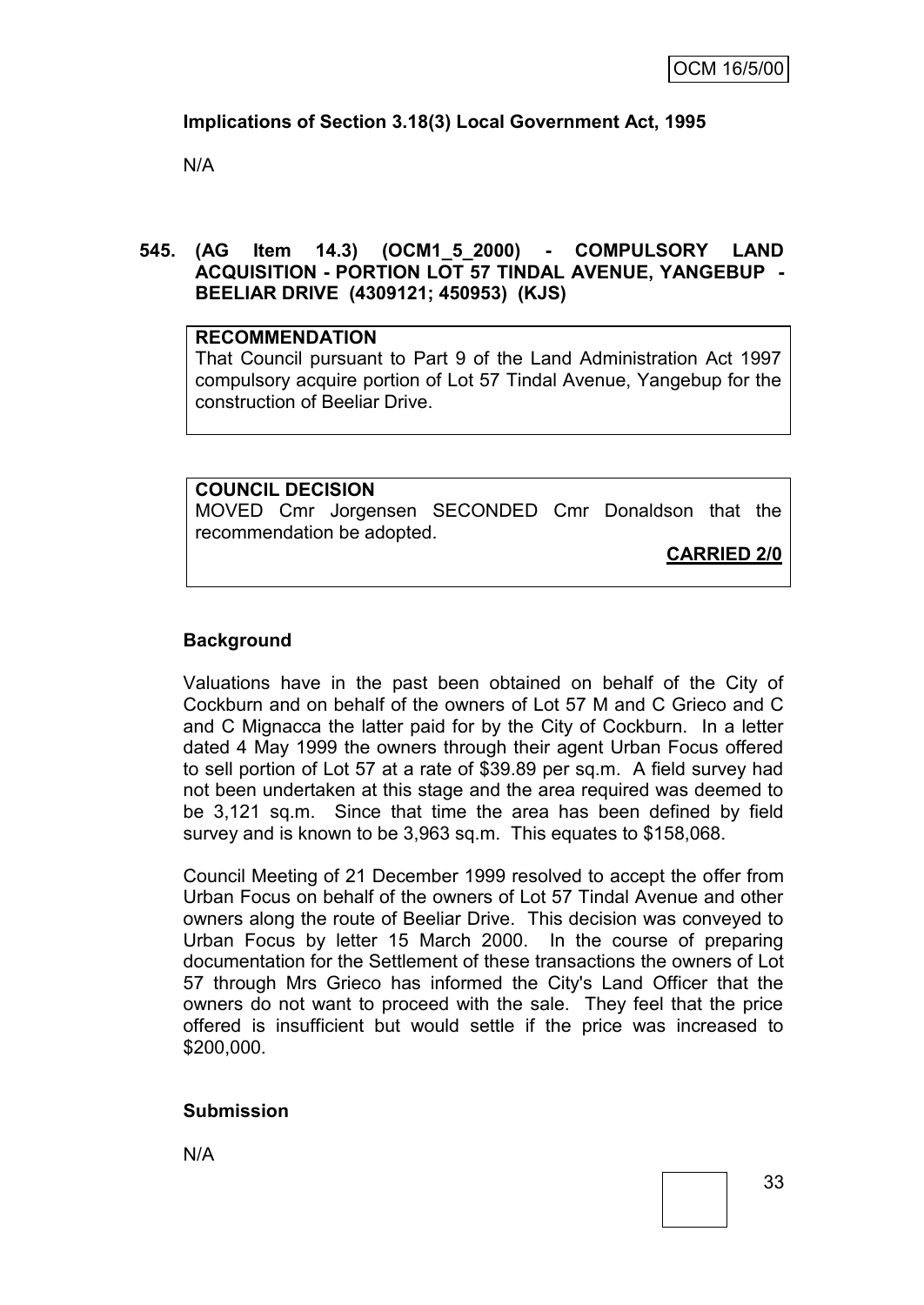**Implications of Section 3.18(3) Local Government Act, 1995**

N/A

**545. (AG Item 14.3) (OCM1_5_2000) - COMPULSORY LAND ACQUISITION - PORTION LOT 57 TINDAL AVENUE, YANGEBUP - BEELIAR DRIVE (4309121; 450953) (KJS)**

**RECOMMENDATION**
That Council pursuant to Part 9 of the Land Administration Act 1997 compulsory acquire portion of Lot 57 Tindal Avenue, Yangebup for the construction of Beeliar Drive.

**COUNCIL DECISION**
MOVED Cmr Jorgensen SECONDED Cmr Donaldson that the recommendation be adopted.

**CARRIED 2/0**

**Background**

Valuations have in the past been obtained on behalf of the City of Cockburn and on behalf of the owners of Lot 57 M and C Grieco and C and C Mignacca the latter paid for by the City of Cockburn. In a letter dated 4 May 1999 the owners through their agent Urban Focus offered to sell portion of Lot 57 at a rate of $39.89 per sq.m. A field survey had not been undertaken at this stage and the area required was deemed to be 3,121 sq.m. Since that time the area has been defined by field survey and is known to be 3,963 sq.m. This equates to $158,068.

Council Meeting of 21 December 1999 resolved to accept the offer from Urban Focus on behalf of the owners of Lot 57 Tindal Avenue and other owners along the route of Beeliar Drive. This decision was conveyed to Urban Focus by letter 15 March 2000. In the course of preparing documentation for the Settlement of these transactions the owners of Lot 57 through Mrs Grieco has informed the City's Land Officer that the owners do not want to proceed with the sale. They feel that the price offered is insufficient but would settle if the price was increased to $200,000.

**Submission**

N/A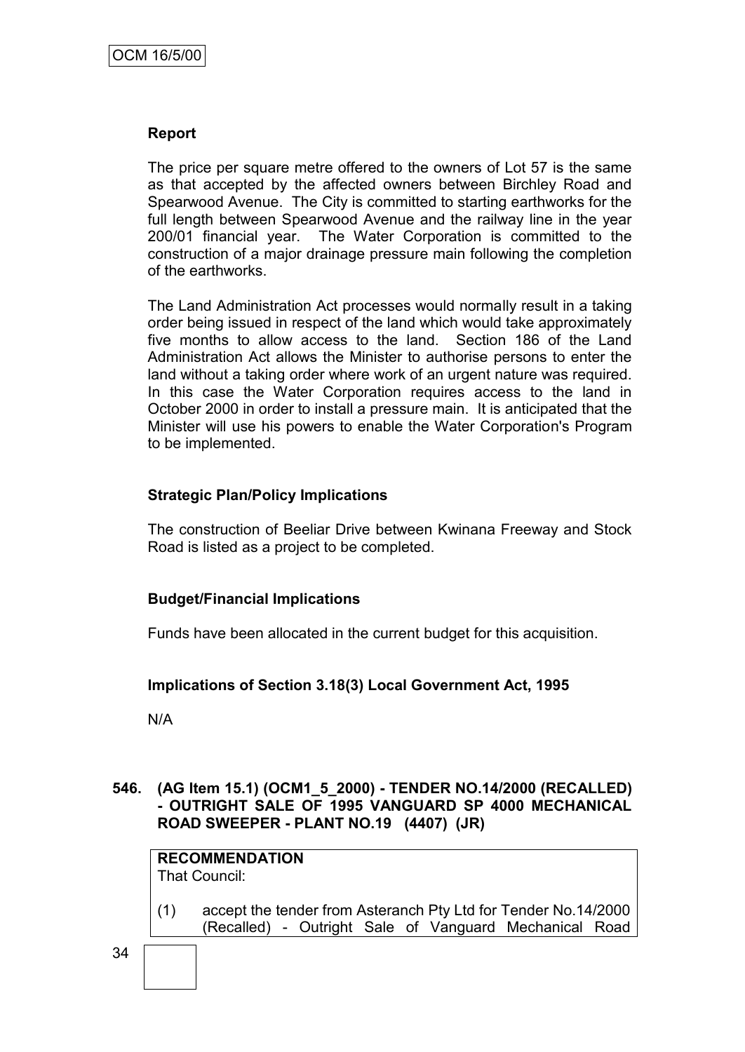### Report

The price per square metre offered to the owners of Lot 57 is the same as that accepted by the affected owners between Birchley Road and Spearwood Avenue. The City is committed to starting earthworks for the full length between Spearwood Avenue and the railway line in the year 200/01 financial year. The Water Corporation is committed to the construction of a major drainage pressure main following the completion of the earthworks.

The Land Administration Act processes would normally result in a taking order being issued in respect of the land which would take approximately five months to allow access to the land. Section 186 of the Land Administration Act allows the Minister to authorise persons to enter the land without a taking order where work of an urgent nature was required. In this case the Water Corporation requires access to the land in October 2000 in order to install a pressure main. It is anticipated that the Minister will use his powers to enable the Water Corporation's Program to be implemented.

### Strategic Plan/Policy Implications

The construction of Beeliar Drive between Kwinana Freeway and Stock Road is listed as a project to be completed.

### Budget/Financial Implications

Funds have been allocated in the current budget for this acquisition.

### Implications of Section 3.18(3) Local Government Act, 1995

N/A

## 546. (AG Item 15.1) (OCM1_5_2000) - TENDER NO.14/2000 (RECALLED) - OUTRIGHT SALE OF 1995 VANGUARD SP 4000 MECHANICAL ROAD SWEEPER - PLANT NO.19 (4407) (JR)

**RECOMMENDATION**
That Council:

(1) accept the tender from Asteranch Pty Ltd for Tender No.14/2000 (Recalled) - Outright Sale of Vanguard Mechanical Road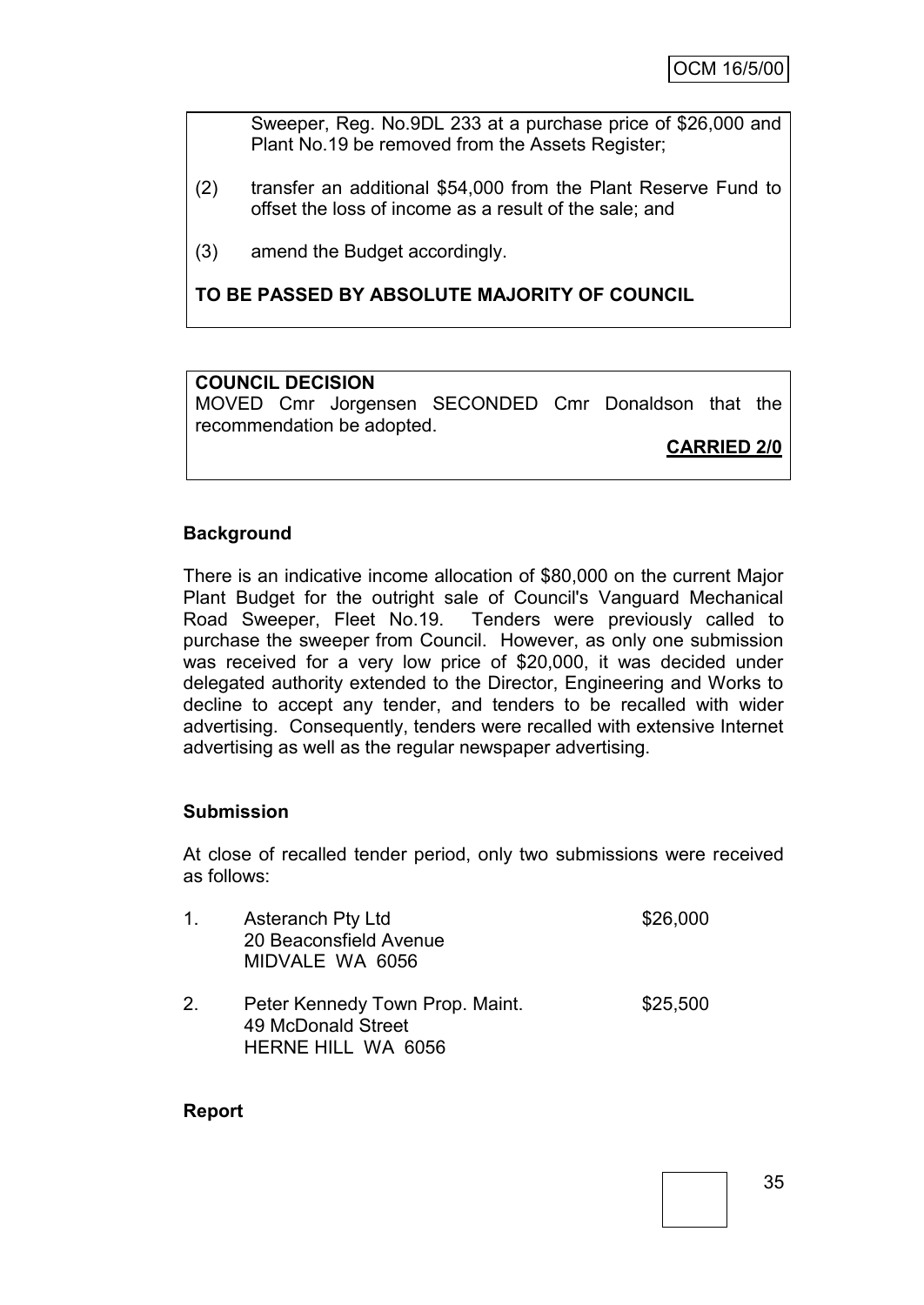Sweeper, Reg. No.9DL 233 at a purchase price of $26,000 and Plant No.19 be removed from the Assets Register;

(2) transfer an additional $54,000 from the Plant Reserve Fund to offset the loss of income as a result of the sale; and

(3) amend the Budget accordingly.

**TO BE PASSED BY ABSOLUTE MAJORITY OF COUNCIL**

**COUNCIL DECISION**

MOVED Cmr Jorgensen SECONDED Cmr Donaldson that the recommendation be adopted.

**CARRIED 2/0**

**Background**

There is an indicative income allocation of $80,000 on the current Major Plant Budget for the outright sale of Council's Vanguard Mechanical Road Sweeper, Fleet No.19. Tenders were previously called to purchase the sweeper from Council. However, as only one submission was received for a very low price of $20,000, it was decided under delegated authority extended to the Director, Engineering and Works to decline to accept any tender, and tenders to be recalled with wider advertising. Consequently, tenders were recalled with extensive Internet advertising as well as the regular newspaper advertising.

**Submission**

At close of recalled tender period, only two submissions were received as follows:

1. Asteranch Pty Ltd — $26,000
   20 Beaconsfield Avenue
   MIDVALE WA 6056

2. Peter Kennedy Town Prop. Maint. — $25,500
   49 McDonald Street
   HERNE HILL WA 6056

**Report**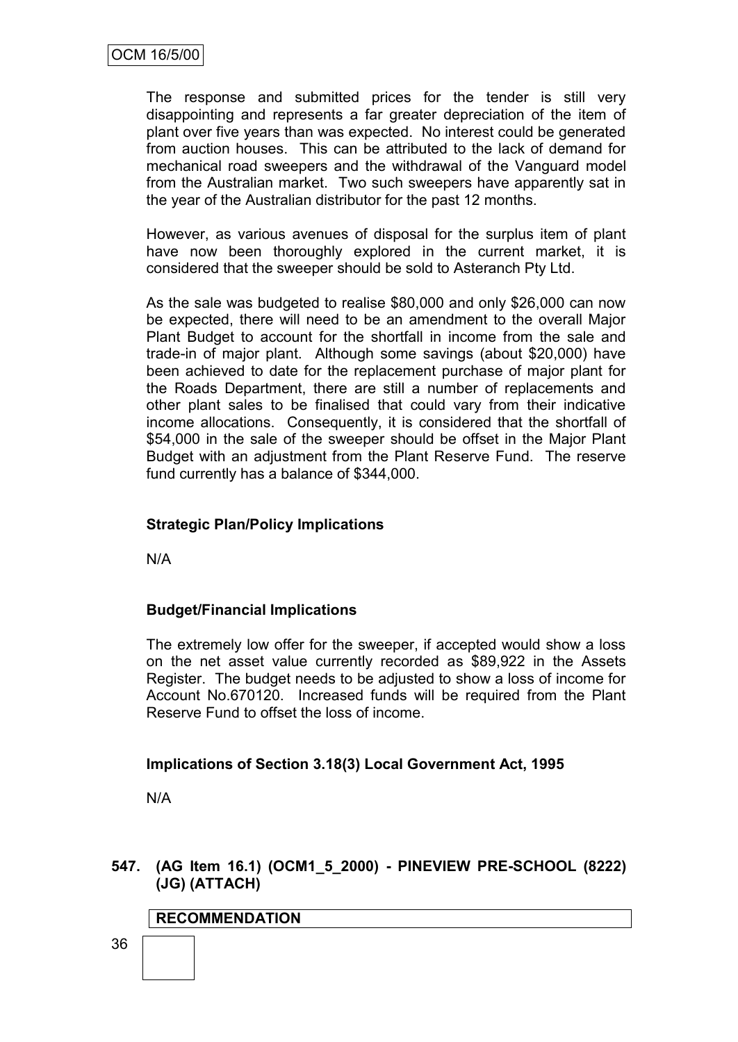The response and submitted prices for the tender is still very disappointing and represents a far greater depreciation of the item of plant over five years than was expected. No interest could be generated from auction houses. This can be attributed to the lack of demand for mechanical road sweepers and the withdrawal of the Vanguard model from the Australian market. Two such sweepers have apparently sat in the year of the Australian distributor for the past 12 months.

However, as various avenues of disposal for the surplus item of plant have now been thoroughly explored in the current market, it is considered that the sweeper should be sold to Asteranch Pty Ltd.

As the sale was budgeted to realise $80,000 and only $26,000 can now be expected, there will need to be an amendment to the overall Major Plant Budget to account for the shortfall in income from the sale and trade-in of major plant. Although some savings (about $20,000) have been achieved to date for the replacement purchase of major plant for the Roads Department, there are still a number of replacements and other plant sales to be finalised that could vary from their indicative income allocations. Consequently, it is considered that the shortfall of $54,000 in the sale of the sweeper should be offset in the Major Plant Budget with an adjustment from the Plant Reserve Fund. The reserve fund currently has a balance of $344,000.

**Strategic Plan/Policy Implications**

N/A

**Budget/Financial Implications**

The extremely low offer for the sweeper, if accepted would show a loss on the net asset value currently recorded as $89,922 in the Assets Register. The budget needs to be adjusted to show a loss of income for Account No.670120. Increased funds will be required from the Plant Reserve Fund to offset the loss of income.

**Implications of Section 3.18(3) Local Government Act, 1995**

N/A

**547. (AG Item 16.1) (OCM1_5_2000) - PINEVIEW PRE-SCHOOL (8222) (JG) (ATTACH)**

**RECOMMENDATION**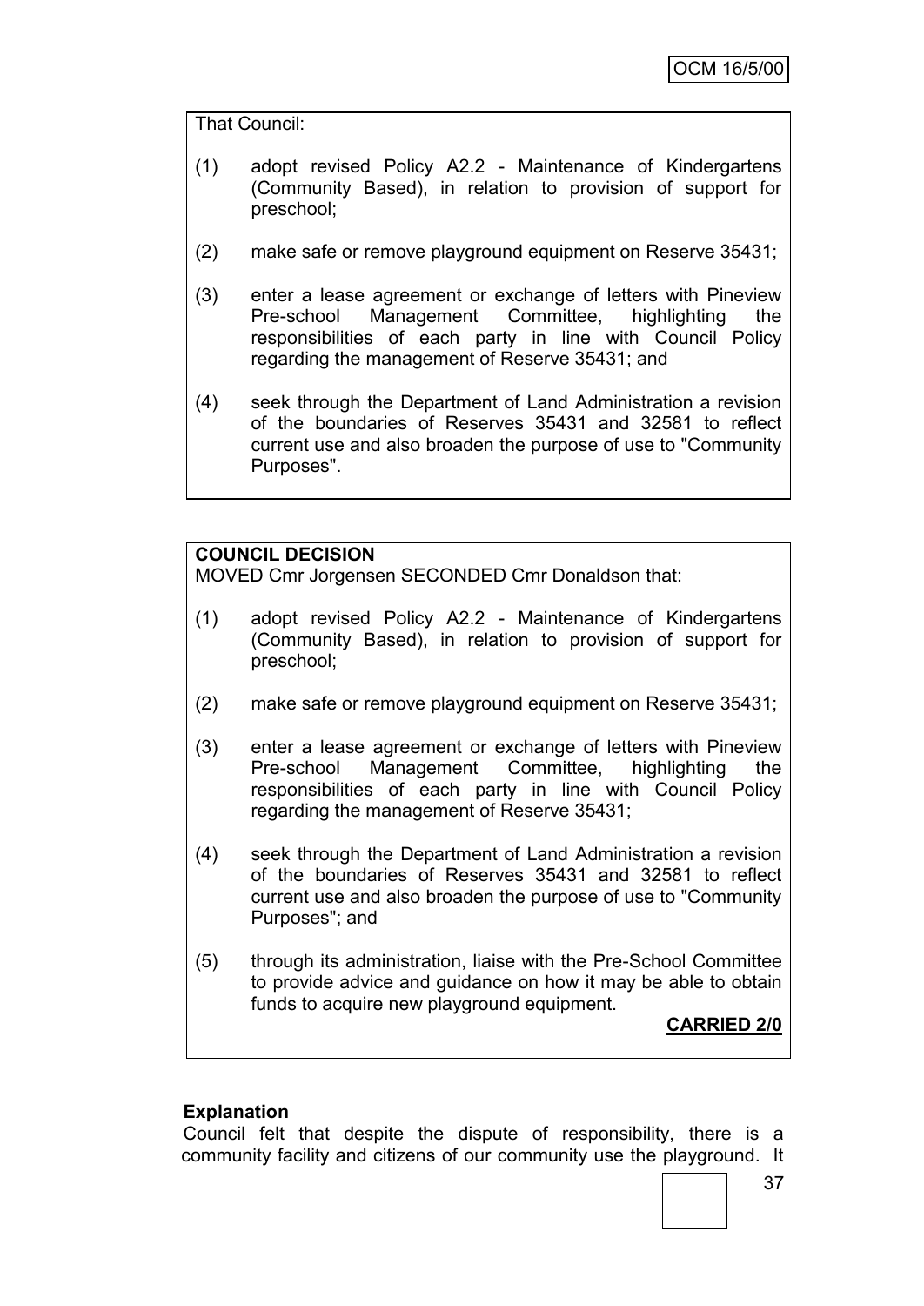That Council:

(1) adopt revised Policy A2.2 - Maintenance of Kindergartens (Community Based), in relation to provision of support for preschool;

(2) make safe or remove playground equipment on Reserve 35431;

(3) enter a lease agreement or exchange of letters with Pineview Pre-school Management Committee, highlighting the responsibilities of each party in line with Council Policy regarding the management of Reserve 35431; and

(4) seek through the Department of Land Administration a revision of the boundaries of Reserves 35431 and 32581 to reflect current use and also broaden the purpose of use to "Community Purposes".

**COUNCIL DECISION**

MOVED Cmr Jorgensen SECONDED Cmr Donaldson that:

(1) adopt revised Policy A2.2 - Maintenance of Kindergartens (Community Based), in relation to provision of support for preschool;

(2) make safe or remove playground equipment on Reserve 35431;

(3) enter a lease agreement or exchange of letters with Pineview Pre-school Management Committee, highlighting the responsibilities of each party in line with Council Policy regarding the management of Reserve 35431;

(4) seek through the Department of Land Administration a revision of the boundaries of Reserves 35431 and 32581 to reflect current use and also broaden the purpose of use to "Community Purposes"; and

(5) through its administration, liaise with the Pre-School Committee to provide advice and guidance on how it may be able to obtain funds to acquire new playground equipment.

**CARRIED 2/0**

**Explanation**

Council felt that despite the dispute of responsibility, there is a community facility and citizens of our community use the playground. It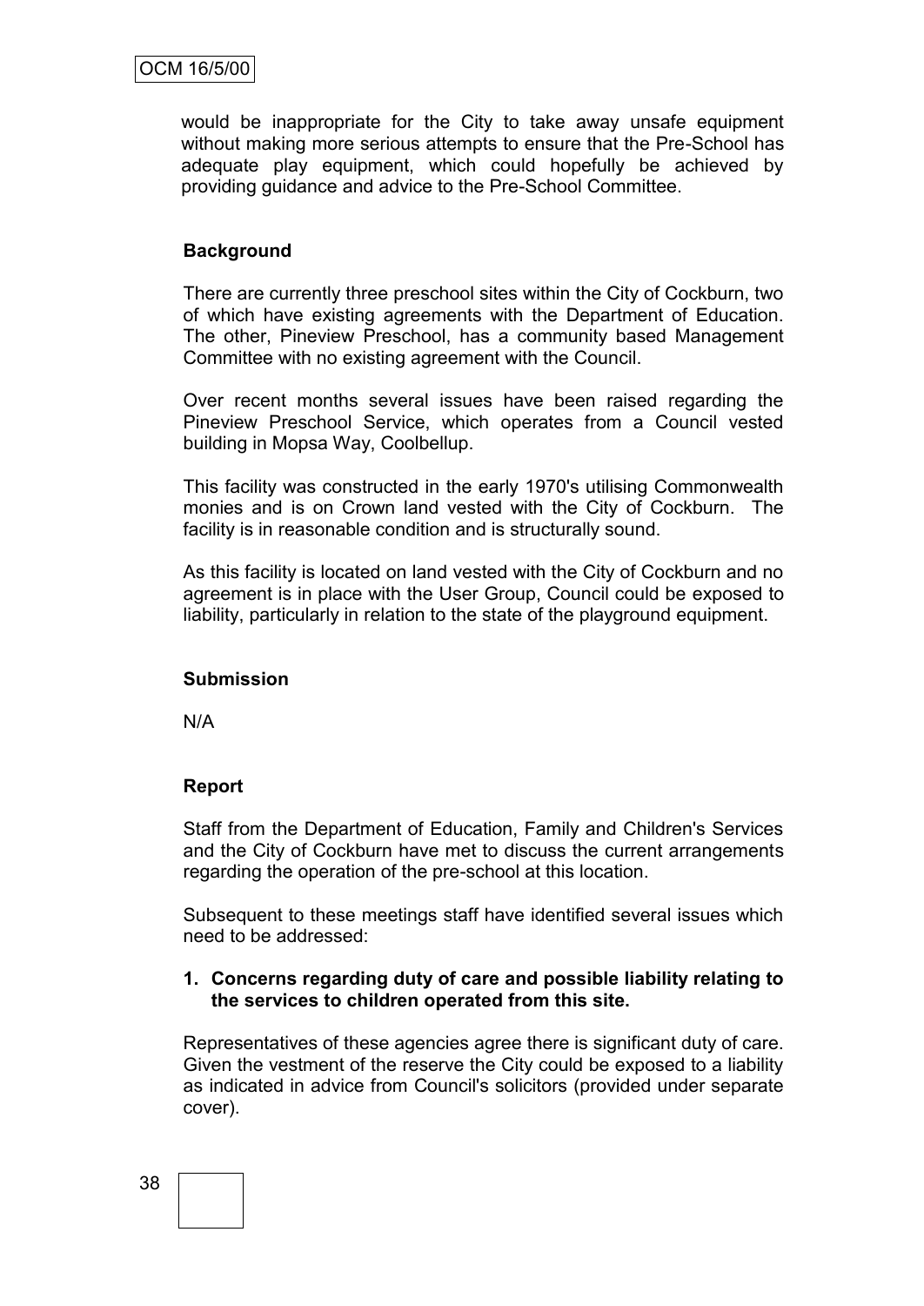would be inappropriate for the City to take away unsafe equipment without making more serious attempts to ensure that the Pre-School has adequate play equipment, which could hopefully be achieved by providing guidance and advice to the Pre-School Committee.

**Background**

There are currently three preschool sites within the City of Cockburn, two of which have existing agreements with the Department of Education. The other, Pineview Preschool, has a community based Management Committee with no existing agreement with the Council.

Over recent months several issues have been raised regarding the Pineview Preschool Service, which operates from a Council vested building in Mopsa Way, Coolbellup.

This facility was constructed in the early 1970's utilising Commonwealth monies and is on Crown land vested with the City of Cockburn. The facility is in reasonable condition and is structurally sound.

As this facility is located on land vested with the City of Cockburn and no agreement is in place with the User Group, Council could be exposed to liability, particularly in relation to the state of the playground equipment.

**Submission**

N/A

**Report**

Staff from the Department of Education, Family and Children's Services and the City of Cockburn have met to discuss the current arrangements regarding the operation of the pre-school at this location.

Subsequent to these meetings staff have identified several issues which need to be addressed:

1. **Concerns regarding duty of care and possible liability relating to the services to children operated from this site.**

Representatives of these agencies agree there is significant duty of care. Given the vestment of the reserve the City could be exposed to a liability as indicated in advice from Council's solicitors (provided under separate cover).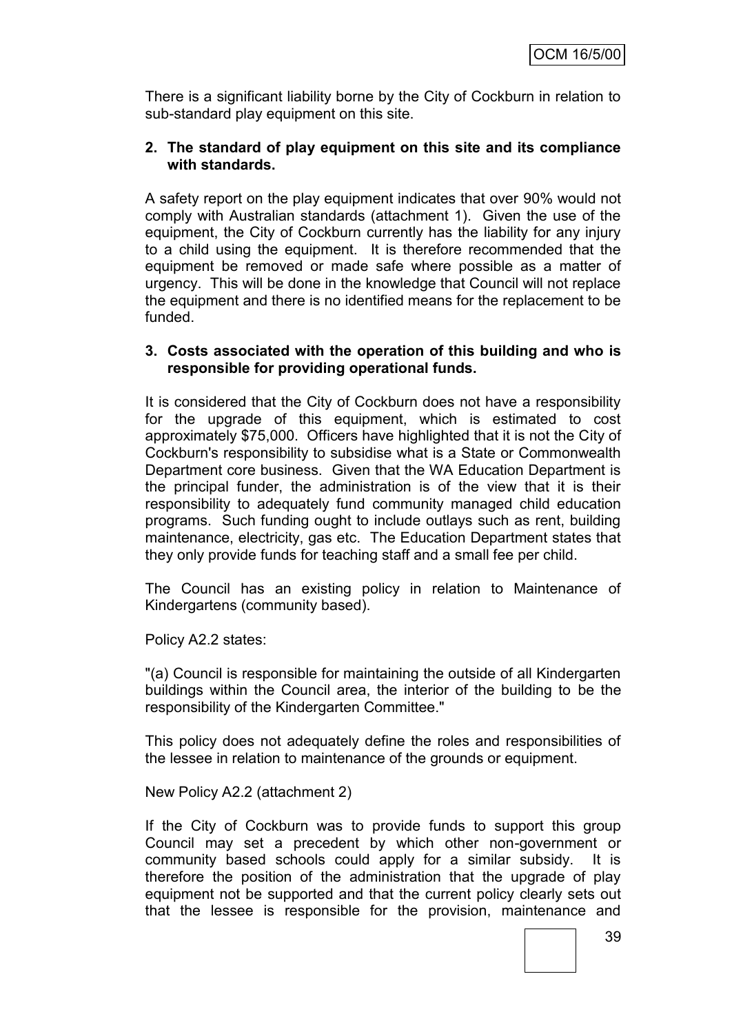There is a significant liability borne by the City of Cockburn in relation to sub-standard play equipment on this site.

**2. The standard of play equipment on this site and its compliance with standards.**

A safety report on the play equipment indicates that over 90% would not comply with Australian standards (attachment 1). Given the use of the equipment, the City of Cockburn currently has the liability for any injury to a child using the equipment. It is therefore recommended that the equipment be removed or made safe where possible as a matter of urgency. This will be done in the knowledge that Council will not replace the equipment and there is no identified means for the replacement to be funded.

**3. Costs associated with the operation of this building and who is responsible for providing operational funds.**

It is considered that the City of Cockburn does not have a responsibility for the upgrade of this equipment, which is estimated to cost approximately $75,000. Officers have highlighted that it is not the City of Cockburn's responsibility to subsidise what is a State or Commonwealth Department core business. Given that the WA Education Department is the principal funder, the administration is of the view that it is their responsibility to adequately fund community managed child education programs. Such funding ought to include outlays such as rent, building maintenance, electricity, gas etc. The Education Department states that they only provide funds for teaching staff and a small fee per child.

The Council has an existing policy in relation to Maintenance of Kindergartens (community based).

Policy A2.2 states:

"(a) Council is responsible for maintaining the outside of all Kindergarten buildings within the Council area, the interior of the building to be the responsibility of the Kindergarten Committee."

This policy does not adequately define the roles and responsibilities of the lessee in relation to maintenance of the grounds or equipment.

New Policy A2.2 (attachment 2)

If the City of Cockburn was to provide funds to support this group Council may set a precedent by which other non-government or community based schools could apply for a similar subsidy. It is therefore the position of the administration that the upgrade of play equipment not be supported and that the current policy clearly sets out that the lessee is responsible for the provision, maintenance and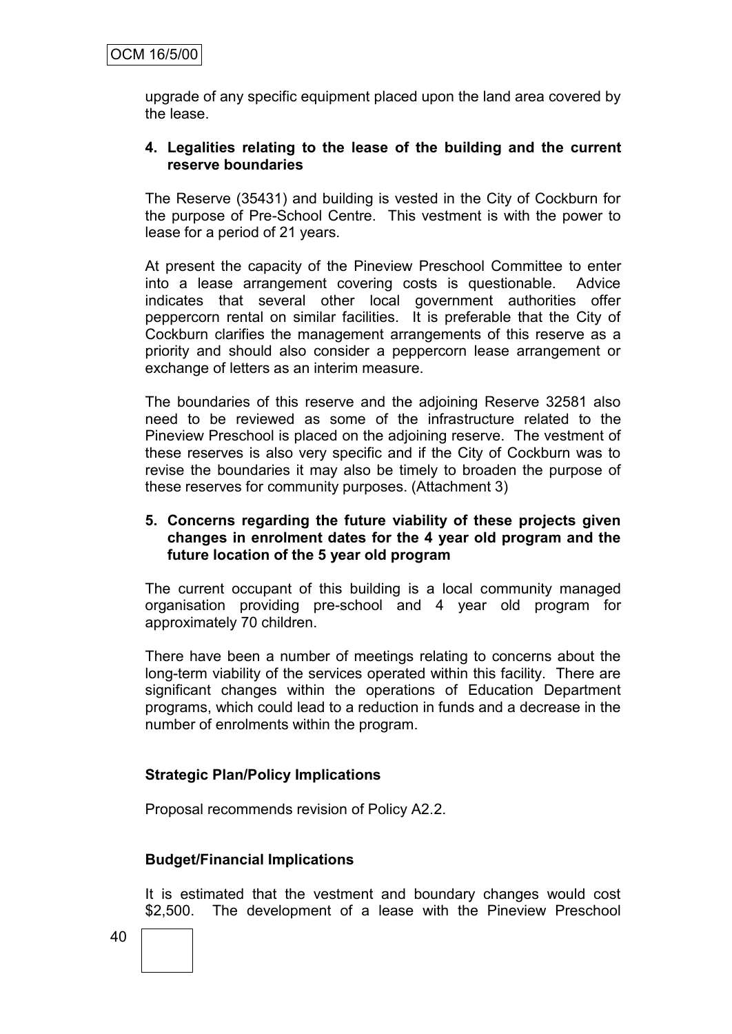upgrade of any specific equipment placed upon the land area covered by the lease.

**4. Legalities relating to the lease of the building and the current reserve boundaries**

The Reserve (35431) and building is vested in the City of Cockburn for the purpose of Pre-School Centre. This vestment is with the power to lease for a period of 21 years.

At present the capacity of the Pineview Preschool Committee to enter into a lease arrangement covering costs is questionable. Advice indicates that several other local government authorities offer peppercorn rental on similar facilities. It is preferable that the City of Cockburn clarifies the management arrangements of this reserve as a priority and should also consider a peppercorn lease arrangement or exchange of letters as an interim measure.

The boundaries of this reserve and the adjoining Reserve 32581 also need to be reviewed as some of the infrastructure related to the Pineview Preschool is placed on the adjoining reserve. The vestment of these reserves is also very specific and if the City of Cockburn was to revise the boundaries it may also be timely to broaden the purpose of these reserves for community purposes. (Attachment 3)

**5. Concerns regarding the future viability of these projects given changes in enrolment dates for the 4 year old program and the future location of the 5 year old program**

The current occupant of this building is a local community managed organisation providing pre-school and 4 year old program for approximately 70 children.

There have been a number of meetings relating to concerns about the long-term viability of the services operated within this facility. There are significant changes within the operations of Education Department programs, which could lead to a reduction in funds and a decrease in the number of enrolments within the program.

**Strategic Plan/Policy Implications**

Proposal recommends revision of Policy A2.2.

**Budget/Financial Implications**

It is estimated that the vestment and boundary changes would cost $2,500. The development of a lease with the Pineview Preschool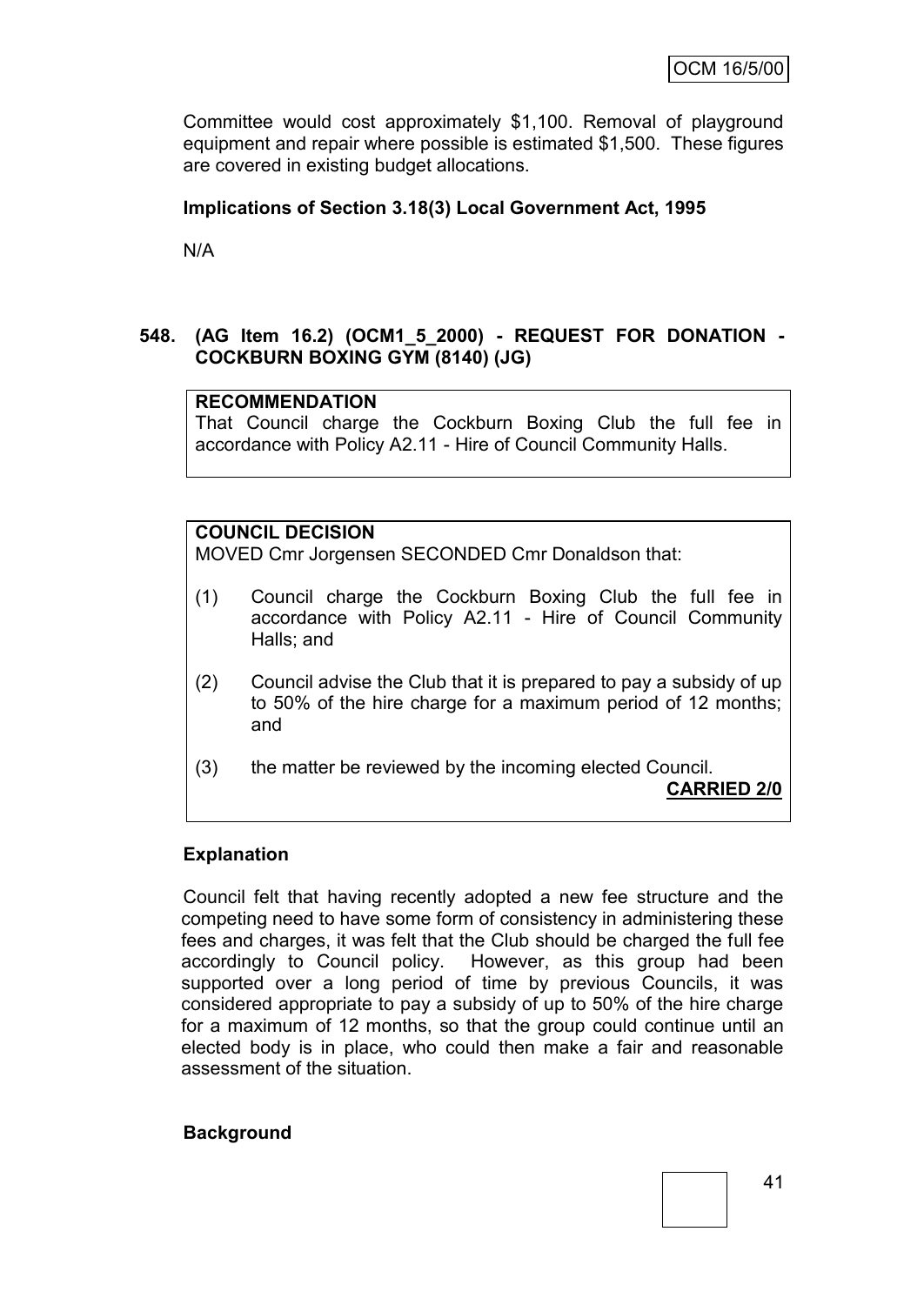Committee would cost approximately $1,100. Removal of playground equipment and repair where possible is estimated $1,500. These figures are covered in existing budget allocations.

**Implications of Section 3.18(3) Local Government Act, 1995**

N/A

## 548. (AG Item 16.2) (OCM1_5_2000) - REQUEST FOR DONATION - COCKBURN BOXING GYM (8140) (JG)

**RECOMMENDATION**

That Council charge the Cockburn Boxing Club the full fee in accordance with Policy A2.11 - Hire of Council Community Halls.

**COUNCIL DECISION**

MOVED Cmr Jorgensen SECONDED Cmr Donaldson that:

(1) Council charge the Cockburn Boxing Club the full fee in accordance with Policy A2.11 - Hire of Council Community Halls; and

(2) Council advise the Club that it is prepared to pay a subsidy of up to 50% of the hire charge for a maximum period of 12 months; and

(3) the matter be reviewed by the incoming elected Council.

**CARRIED 2/0**

**Explanation**

Council felt that having recently adopted a new fee structure and the competing need to have some form of consistency in administering these fees and charges, it was felt that the Club should be charged the full fee accordingly to Council policy. However, as this group had been supported over a long period of time by previous Councils, it was considered appropriate to pay a subsidy of up to 50% of the hire charge for a maximum of 12 months, so that the group could continue until an elected body is in place, who could then make a fair and reasonable assessment of the situation.

**Background**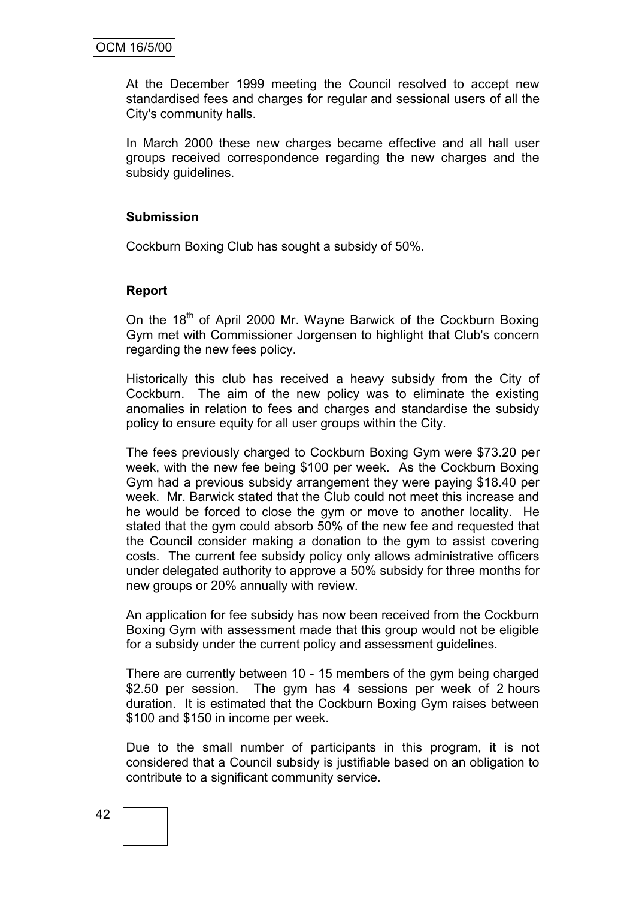At the December 1999 meeting the Council resolved to accept new standardised fees and charges for regular and sessional users of all the City's community halls.

In March 2000 these new charges became effective and all hall user groups received correspondence regarding the new charges and the subsidy guidelines.

**Submission**

Cockburn Boxing Club has sought a subsidy of 50%.

**Report**

On the 18th of April 2000 Mr. Wayne Barwick of the Cockburn Boxing Gym met with Commissioner Jorgensen to highlight that Club's concern regarding the new fees policy.

Historically this club has received a heavy subsidy from the City of Cockburn. The aim of the new policy was to eliminate the existing anomalies in relation to fees and charges and standardise the subsidy policy to ensure equity for all user groups within the City.

The fees previously charged to Cockburn Boxing Gym were $73.20 per week, with the new fee being $100 per week. As the Cockburn Boxing Gym had a previous subsidy arrangement they were paying $18.40 per week. Mr. Barwick stated that the Club could not meet this increase and he would be forced to close the gym or move to another locality. He stated that the gym could absorb 50% of the new fee and requested that the Council consider making a donation to the gym to assist covering costs. The current fee subsidy policy only allows administrative officers under delegated authority to approve a 50% subsidy for three months for new groups or 20% annually with review.

An application for fee subsidy has now been received from the Cockburn Boxing Gym with assessment made that this group would not be eligible for a subsidy under the current policy and assessment guidelines.

There are currently between 10 - 15 members of the gym being charged $2.50 per session. The gym has 4 sessions per week of 2 hours duration. It is estimated that the Cockburn Boxing Gym raises between $100 and $150 in income per week.

Due to the small number of participants in this program, it is not considered that a Council subsidy is justifiable based on an obligation to contribute to a significant community service.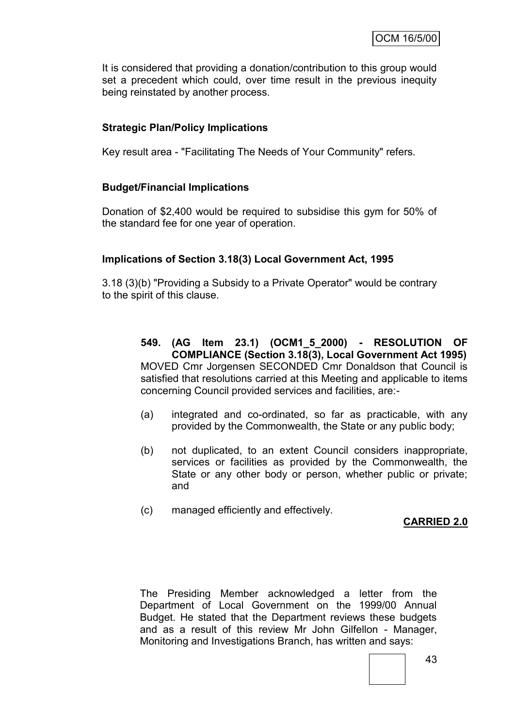It is considered that providing a donation/contribution to this group would set a precedent which could, over time result in the previous inequity being reinstated by another process.

**Strategic Plan/Policy Implications**

Key result area - "Facilitating The Needs of Your Community" refers.

**Budget/Financial Implications**

Donation of $2,400 would be required to subsidise this gym for 50% of the standard fee for one year of operation.

**Implications of Section 3.18(3) Local Government Act, 1995**

3.18 (3)(b) "Providing a Subsidy to a Private Operator" would be contrary to the spirit of this clause.

**549. (AG Item 23.1) (OCM1_5_2000) - RESOLUTION OF COMPLIANCE (Section 3.18(3), Local Government Act 1995)**

MOVED Cmr Jorgensen SECONDED Cmr Donaldson that Council is satisfied that resolutions carried at this Meeting and applicable to items concerning Council provided services and facilities, are:-

(a) integrated and co-ordinated, so far as practicable, with any provided by the Commonwealth, the State or any public body;

(b) not duplicated, to an extent Council considers inappropriate, services or facilities as provided by the Commonwealth, the State or any other body or person, whether public or private; and

(c) managed efficiently and effectively.

**CARRIED 2.0**

The Presiding Member acknowledged a letter from the Department of Local Government on the 1999/00 Annual Budget. He stated that the Department reviews these budgets and as a result of this review Mr John Gilfellon - Manager, Monitoring and Investigations Branch, has written and says: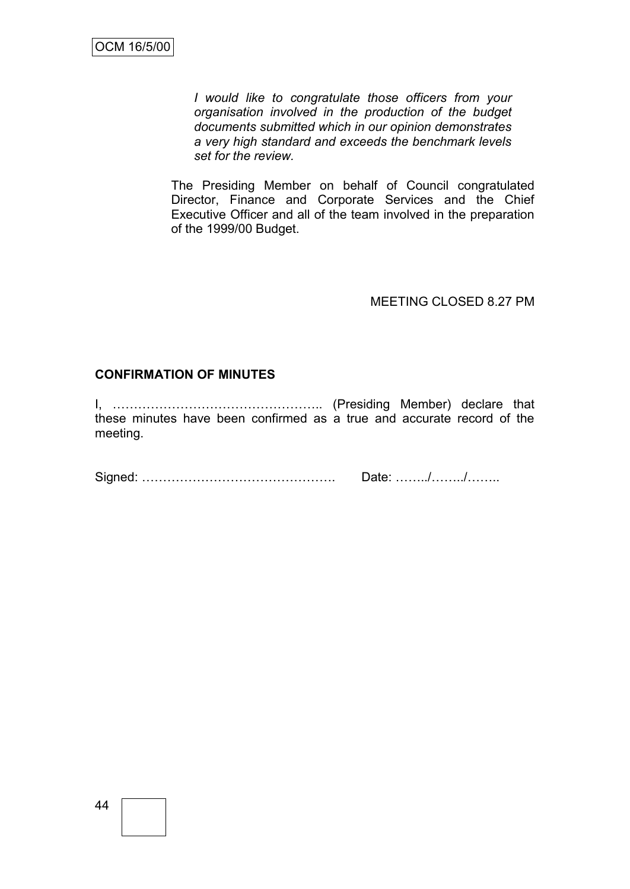*I would like to congratulate those officers from your organisation involved in the production of the budget documents submitted which in our opinion demonstrates a very high standard and exceeds the benchmark levels set for the review.*

The Presiding Member on behalf of Council congratulated Director, Finance and Corporate Services and the Chief Executive Officer and all of the team involved in the preparation of the 1999/00 Budget.

MEETING CLOSED 8.27 PM

**CONFIRMATION OF MINUTES**

I, ………………………………………….. (Presiding Member) declare that these minutes have been confirmed as a true and accurate record of the meeting.

Signed: ………………………………………. Date: ……../……../……..